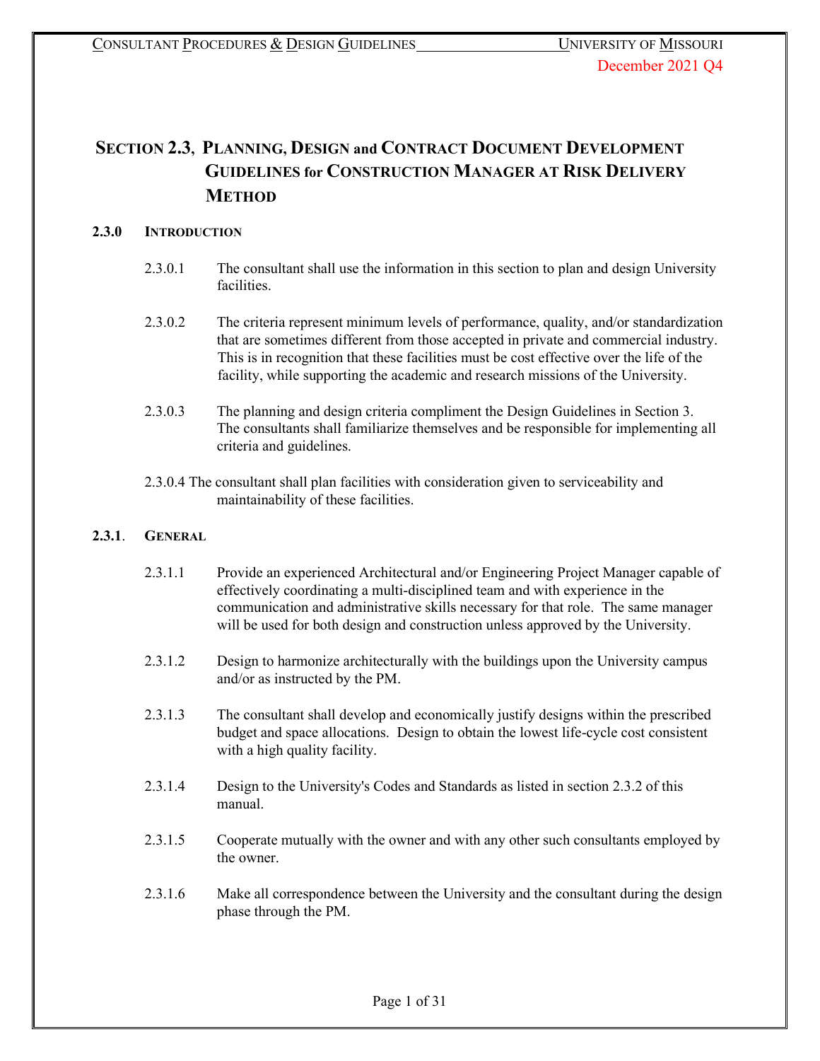# SECTION 2.3, PLANNING, DESIGN and CONTRACT DOCUMENT DEVELOPMENT GUIDELINES for CONSTRUCTION MANAGER AT RISK DELIVERY METHOD

## 2.3.0 INTRODUCTION

2.3.0.1 The consultant shall use the information in this section to plan and design University facilities.

2.3.0.2 The criteria represent minimum levels of performance, quality, and/or standardization that are sometimes different from those accepted in private and commercial industry. This is in recognition that these facilities must be cost effective over the life of the facility, while supporting the academic and research missions of the University.

2.3.0.3 The planning and design criteria compliment the Design Guidelines in Section 3. The consultants shall familiarize themselves and be responsible for implementing all criteria and guidelines.

2.3.0.4 The consultant shall plan facilities with consideration given to serviceability and maintainability of these facilities.

## 2.3.1. GENERAL

2.3.1.1 Provide an experienced Architectural and/or Engineering Project Manager capable of effectively coordinating a multi-disciplined team and with experience in the communication and administrative skills necessary for that role. The same manager will be used for both design and construction unless approved by the University.

2.3.1.2 Design to harmonize architecturally with the buildings upon the University campus and/or as instructed by the PM.

2.3.1.3 The consultant shall develop and economically justify designs within the prescribed budget and space allocations. Design to obtain the lowest life-cycle cost consistent with a high quality facility.

2.3.1.4 Design to the University's Codes and Standards as listed in section 2.3.2 of this manual.

2.3.1.5 Cooperate mutually with the owner and with any other such consultants employed by the owner.

2.3.1.6 Make all correspondence between the University and the consultant during the design phase through the PM.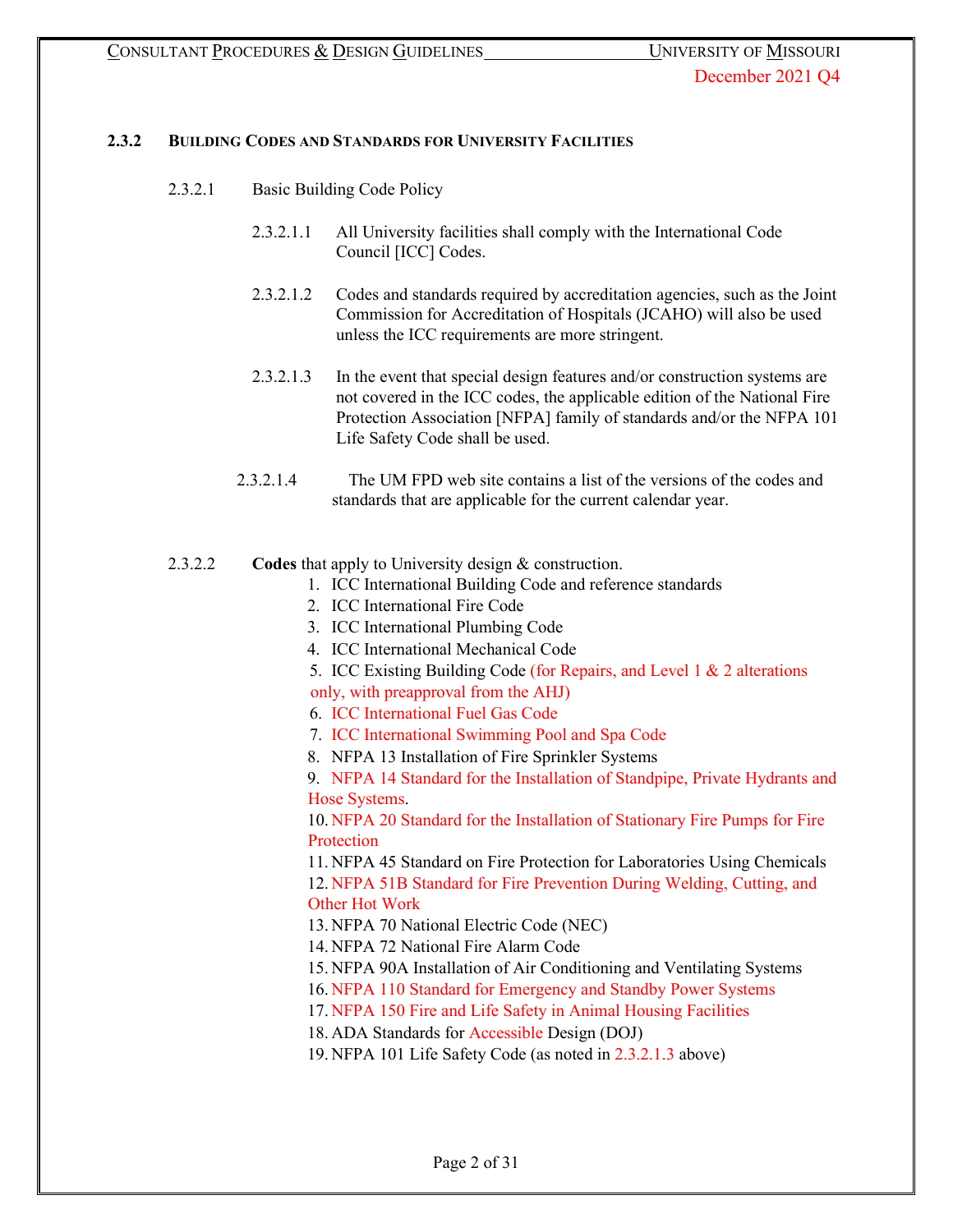### 2.3.2 BUILDING CODES AND STANDARDS FOR UNIVERSITY FACILITIES

2.3.2.1 Basic Building Code Policy

2.3.2.1.1 All University facilities shall comply with the International Code Council [ICC] Codes.

2.3.2.1.2 Codes and standards required by accreditation agencies, such as the Joint Commission for Accreditation of Hospitals (JCAHO) will also be used unless the ICC requirements are more stringent.

2.3.2.1.3 In the event that special design features and/or construction systems are not covered in the ICC codes, the applicable edition of the National Fire Protection Association [NFPA] family of standards and/or the NFPA 101 Life Safety Code shall be used.

2.3.2.1.4 The UM FPD web site contains a list of the versions of the codes and standards that are applicable for the current calendar year.

2.3.2.2 **Codes** that apply to University design & construction.

1. ICC International Building Code and reference standards
2. ICC International Fire Code
3. ICC International Plumbing Code
4. ICC International Mechanical Code
5. ICC Existing Building Code (for Repairs, and Level 1 & 2 alterations only, with preapproval from the AHJ)
6. ICC International Fuel Gas Code
7. ICC International Swimming Pool and Spa Code
8. NFPA 13 Installation of Fire Sprinkler Systems
9. NFPA 14 Standard for the Installation of Standpipe, Private Hydrants and Hose Systems.
10. NFPA 20 Standard for the Installation of Stationary Fire Pumps for Fire Protection
11. NFPA 45 Standard on Fire Protection for Laboratories Using Chemicals
12. NFPA 51B Standard for Fire Prevention During Welding, Cutting, and Other Hot Work
13. NFPA 70 National Electric Code (NEC)
14. NFPA 72 National Fire Alarm Code
15. NFPA 90A Installation of Air Conditioning and Ventilating Systems
16. NFPA 110 Standard for Emergency and Standby Power Systems
17. NFPA 150 Fire and Life Safety in Animal Housing Facilities
18. ADA Standards for Accessible Design (DOJ)
19. NFPA 101 Life Safety Code (as noted in 2.3.2.1.3 above)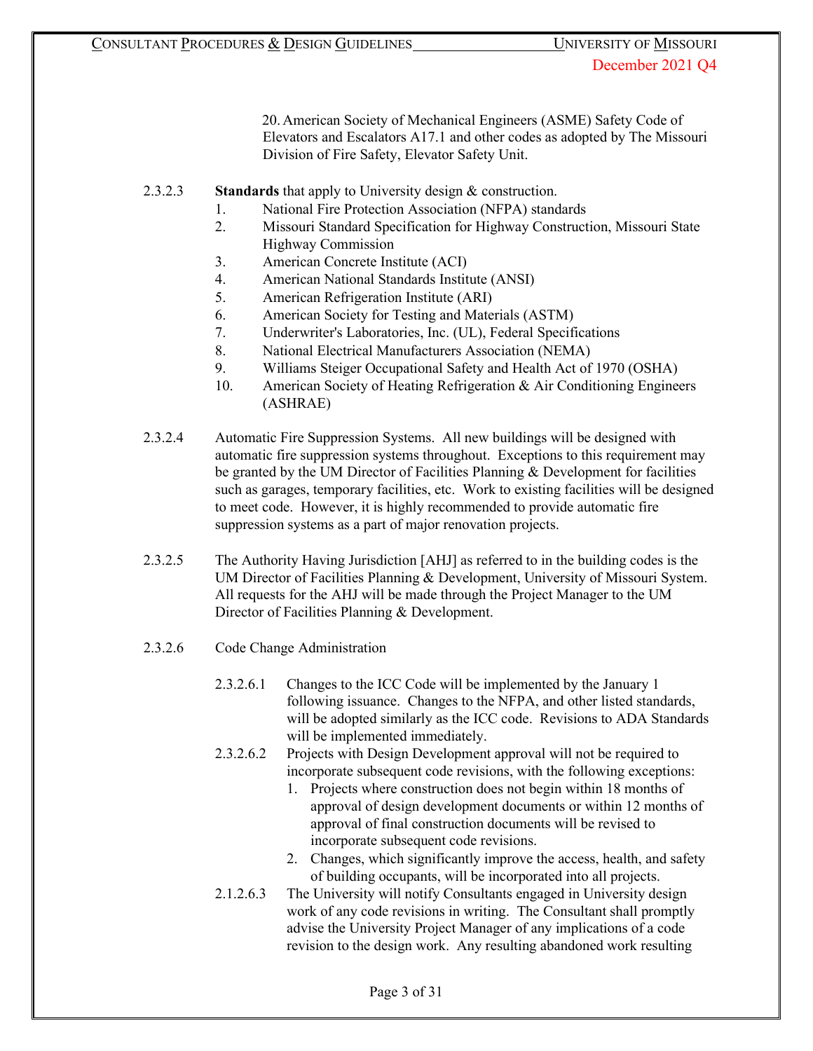20. American Society of Mechanical Engineers (ASME) Safety Code of Elevators and Escalators A17.1 and other codes as adopted by The Missouri Division of Fire Safety, Elevator Safety Unit.

2.3.2.3 **Standards** that apply to University design & construction.

1. National Fire Protection Association (NFPA) standards
2. Missouri Standard Specification for Highway Construction, Missouri State Highway Commission
3. American Concrete Institute (ACI)
4. American National Standards Institute (ANSI)
5. American Refrigeration Institute (ARI)
6. American Society for Testing and Materials (ASTM)
7. Underwriter's Laboratories, Inc. (UL), Federal Specifications
8. National Electrical Manufacturers Association (NEMA)
9. Williams Steiger Occupational Safety and Health Act of 1970 (OSHA)
10. American Society of Heating Refrigeration & Air Conditioning Engineers (ASHRAE)

2.3.2.4 Automatic Fire Suppression Systems. All new buildings will be designed with automatic fire suppression systems throughout. Exceptions to this requirement may be granted by the UM Director of Facilities Planning & Development for facilities such as garages, temporary facilities, etc. Work to existing facilities will be designed to meet code. However, it is highly recommended to provide automatic fire suppression systems as a part of major renovation projects.

2.3.2.5 The Authority Having Jurisdiction [AHJ] as referred to in the building codes is the UM Director of Facilities Planning & Development, University of Missouri System. All requests for the AHJ will be made through the Project Manager to the UM Director of Facilities Planning & Development.

2.3.2.6 Code Change Administration

2.3.2.6.1 Changes to the ICC Code will be implemented by the January 1 following issuance. Changes to the NFPA, and other listed standards, will be adopted similarly as the ICC code. Revisions to ADA Standards will be implemented immediately.

2.3.2.6.2 Projects with Design Development approval will not be required to incorporate subsequent code revisions, with the following exceptions:

1. Projects where construction does not begin within 18 months of approval of design development documents or within 12 months of approval of final construction documents will be revised to incorporate subsequent code revisions.
2. Changes, which significantly improve the access, health, and safety of building occupants, will be incorporated into all projects.

2.1.2.6.3 The University will notify Consultants engaged in University design work of any code revisions in writing. The Consultant shall promptly advise the University Project Manager of any implications of a code revision to the design work. Any resulting abandoned work resulting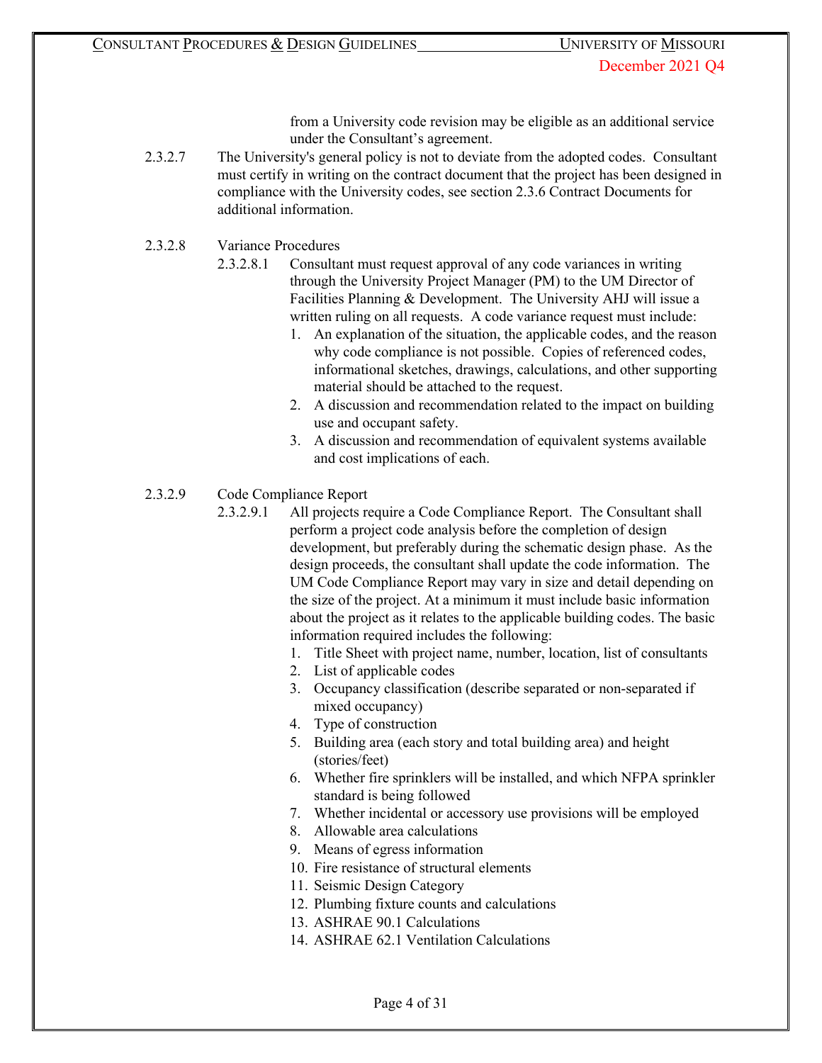from a University code revision may be eligible as an additional service under the Consultant's agreement.

2.3.2.7 The University's general policy is not to deviate from the adopted codes. Consultant must certify in writing on the contract document that the project has been designed in compliance with the University codes, see section 2.3.6 Contract Documents for additional information.

2.3.2.8 Variance Procedures

2.3.2.8.1 Consultant must request approval of any code variances in writing through the University Project Manager (PM) to the UM Director of Facilities Planning & Development. The University AHJ will issue a written ruling on all requests. A code variance request must include:

1. An explanation of the situation, the applicable codes, and the reason why code compliance is not possible. Copies of referenced codes, informational sketches, drawings, calculations, and other supporting material should be attached to the request.
2. A discussion and recommendation related to the impact on building use and occupant safety.
3. A discussion and recommendation of equivalent systems available and cost implications of each.

2.3.2.9 Code Compliance Report

2.3.2.9.1 All projects require a Code Compliance Report. The Consultant shall perform a project code analysis before the completion of design development, but preferably during the schematic design phase. As the design proceeds, the consultant shall update the code information. The UM Code Compliance Report may vary in size and detail depending on the size of the project. At a minimum it must include basic information about the project as it relates to the applicable building codes. The basic information required includes the following:

1. Title Sheet with project name, number, location, list of consultants
2. List of applicable codes
3. Occupancy classification (describe separated or non-separated if mixed occupancy)
4. Type of construction
5. Building area (each story and total building area) and height (stories/feet)
6. Whether fire sprinklers will be installed, and which NFPA sprinkler standard is being followed
7. Whether incidental or accessory use provisions will be employed
8. Allowable area calculations
9. Means of egress information
10. Fire resistance of structural elements
11. Seismic Design Category
12. Plumbing fixture counts and calculations
13. ASHRAE 90.1 Calculations
14. ASHRAE 62.1 Ventilation Calculations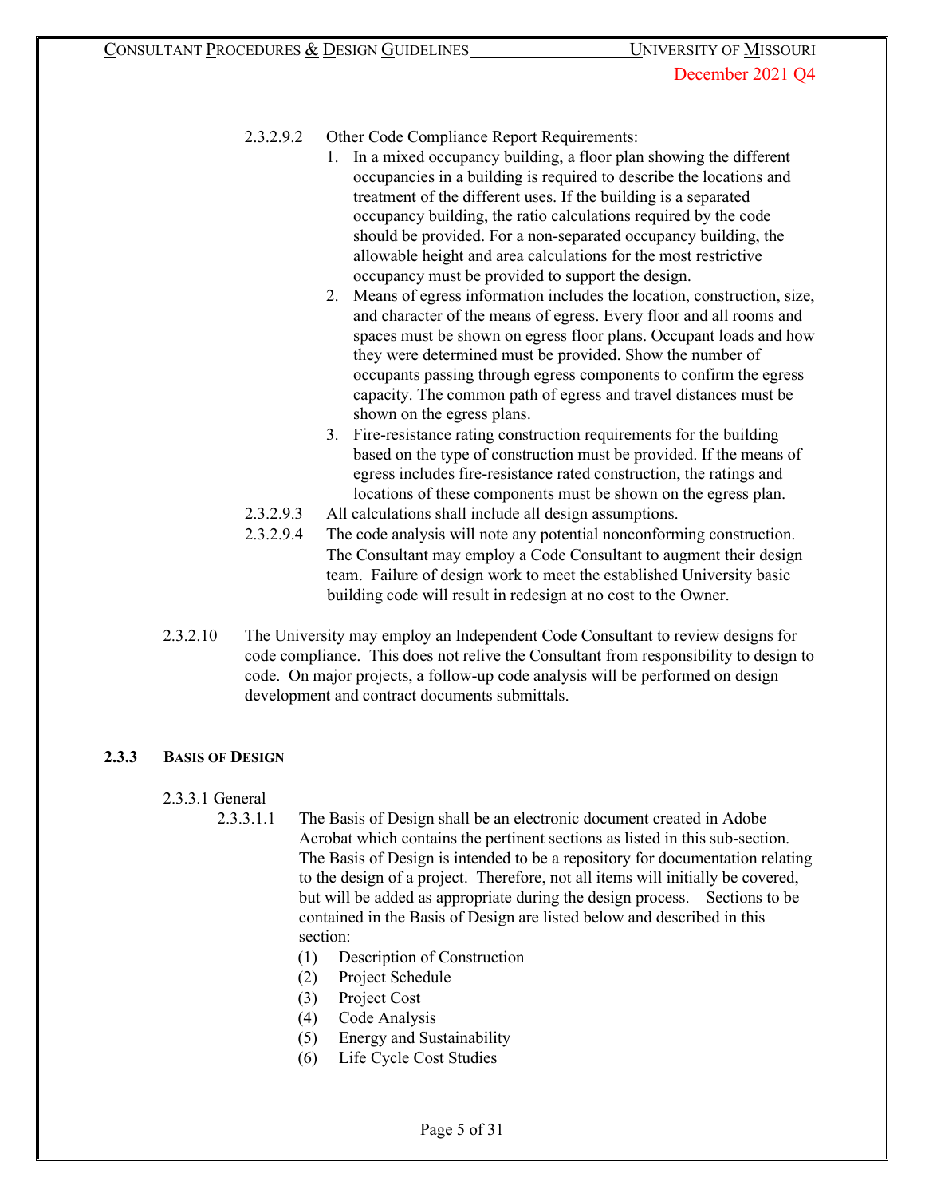2.3.2.9.2 Other Code Compliance Report Requirements:

1. In a mixed occupancy building, a floor plan showing the different occupancies in a building is required to describe the locations and treatment of the different uses. If the building is a separated occupancy building, the ratio calculations required by the code should be provided. For a non-separated occupancy building, the allowable height and area calculations for the most restrictive occupancy must be provided to support the design.
2. Means of egress information includes the location, construction, size, and character of the means of egress. Every floor and all rooms and spaces must be shown on egress floor plans. Occupant loads and how they were determined must be provided. Show the number of occupants passing through egress components to confirm the egress capacity. The common path of egress and travel distances must be shown on the egress plans.
3. Fire-resistance rating construction requirements for the building based on the type of construction must be provided. If the means of egress includes fire-resistance rated construction, the ratings and locations of these components must be shown on the egress plan.

2.3.2.9.3 All calculations shall include all design assumptions.

2.3.2.9.4 The code analysis will note any potential nonconforming construction. The Consultant may employ a Code Consultant to augment their design team. Failure of design work to meet the established University basic building code will result in redesign at no cost to the Owner.

2.3.2.10 The University may employ an Independent Code Consultant to review designs for code compliance. This does not relive the Consultant from responsibility to design to code. On major projects, a follow-up code analysis will be performed on design development and contract documents submittals.

### 2.3.3 Basis of Design

2.3.3.1 General

2.3.3.1.1 The Basis of Design shall be an electronic document created in Adobe Acrobat which contains the pertinent sections as listed in this sub-section. The Basis of Design is intended to be a repository for documentation relating to the design of a project. Therefore, not all items will initially be covered, but will be added as appropriate during the design process. Sections to be contained in the Basis of Design are listed below and described in this section:

(1) Description of Construction
(2) Project Schedule
(3) Project Cost
(4) Code Analysis
(5) Energy and Sustainability
(6) Life Cycle Cost Studies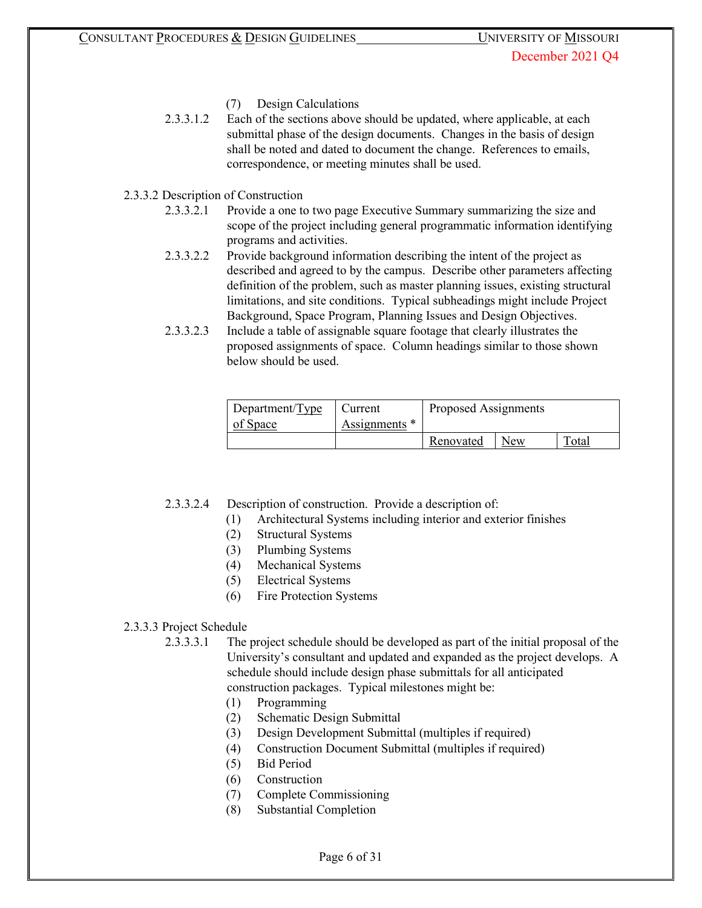(7) Design Calculations

2.3.3.1.2 Each of the sections above should be updated, where applicable, at each submittal phase of the design documents. Changes in the basis of design shall be noted and dated to document the change. References to emails, correspondence, or meeting minutes shall be used.

2.3.3.2 Description of Construction

2.3.3.2.1 Provide a one to two page Executive Summary summarizing the size and scope of the project including general programmatic information identifying programs and activities.

2.3.3.2.2 Provide background information describing the intent of the project as described and agreed to by the campus. Describe other parameters affecting definition of the problem, such as master planning issues, existing structural limitations, and site conditions. Typical subheadings might include Project Background, Space Program, Planning Issues and Design Objectives.

2.3.3.2.3 Include a table of assignable square footage that clearly illustrates the proposed assignments of space. Column headings similar to those shown below should be used.

| Department/Type of Space | Current Assignments * | Proposed Assignments | | |
|---|---|---|---|---|
| | | Renovated | New | Total |

2.3.3.2.4 Description of construction. Provide a description of:

(1) Architectural Systems including interior and exterior finishes
(2) Structural Systems
(3) Plumbing Systems
(4) Mechanical Systems
(5) Electrical Systems
(6) Fire Protection Systems

2.3.3.3 Project Schedule

2.3.3.3.1 The project schedule should be developed as part of the initial proposal of the University's consultant and updated and expanded as the project develops. A schedule should include design phase submittals for all anticipated construction packages. Typical milestones might be:

(1) Programming
(2) Schematic Design Submittal
(3) Design Development Submittal (multiples if required)
(4) Construction Document Submittal (multiples if required)
(5) Bid Period
(6) Construction
(7) Complete Commissioning
(8) Substantial Completion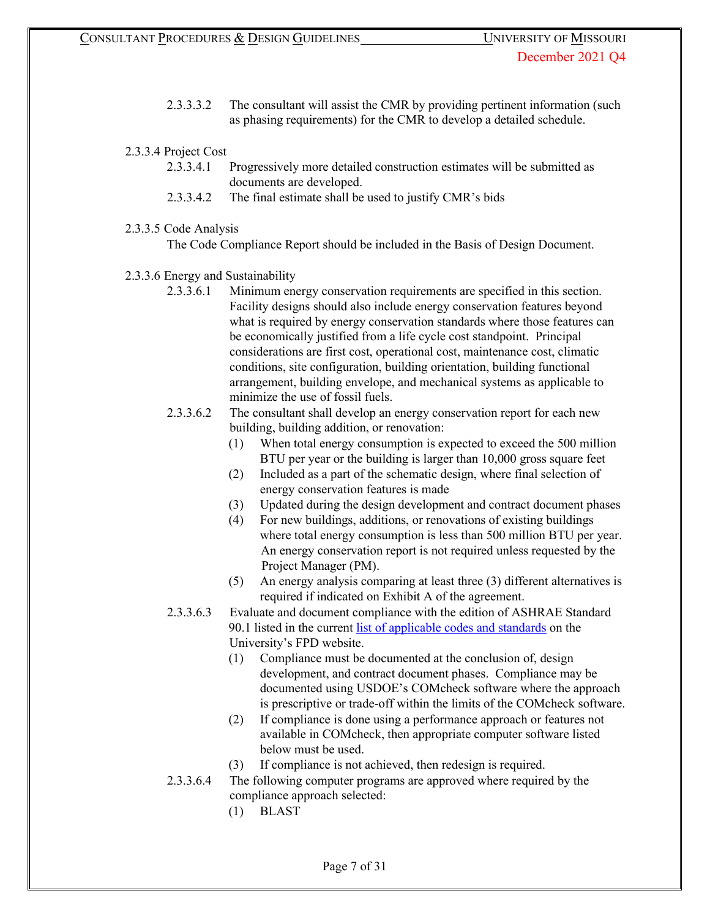2.3.3.3.2 The consultant will assist the CMR by providing pertinent information (such as phasing requirements) for the CMR to develop a detailed schedule.

2.3.3.4 Project Cost

2.3.3.4.1 Progressively more detailed construction estimates will be submitted as documents are developed.

2.3.3.4.2 The final estimate shall be used to justify CMR's bids

2.3.3.5 Code Analysis

The Code Compliance Report should be included in the Basis of Design Document.

2.3.3.6 Energy and Sustainability

2.3.3.6.1 Minimum energy conservation requirements are specified in this section. Facility designs should also include energy conservation features beyond what is required by energy conservation standards where those features can be economically justified from a life cycle cost standpoint. Principal considerations are first cost, operational cost, maintenance cost, climatic conditions, site configuration, building orientation, building functional arrangement, building envelope, and mechanical systems as applicable to minimize the use of fossil fuels.

2.3.3.6.2 The consultant shall develop an energy conservation report for each new building, building addition, or renovation:

(1) When total energy consumption is expected to exceed the 500 million BTU per year or the building is larger than 10,000 gross square feet

(2) Included as a part of the schematic design, where final selection of energy conservation features is made

(3) Updated during the design development and contract document phases

(4) For new buildings, additions, or renovations of existing buildings where total energy consumption is less than 500 million BTU per year. An energy conservation report is not required unless requested by the Project Manager (PM).

(5) An energy analysis comparing at least three (3) different alternatives is required if indicated on Exhibit A of the agreement.

2.3.3.6.3 Evaluate and document compliance with the edition of ASHRAE Standard 90.1 listed in the current [list of applicable codes and standards] on the University's FPD website.

(1) Compliance must be documented at the conclusion of, design development, and contract document phases. Compliance may be documented using USDOE's COMcheck software where the approach is prescriptive or trade-off within the limits of the COMcheck software.

(2) If compliance is done using a performance approach or features not available in COMcheck, then appropriate computer software listed below must be used.

(3) If compliance is not achieved, then redesign is required.

2.3.3.6.4 The following computer programs are approved where required by the compliance approach selected:

(1) BLAST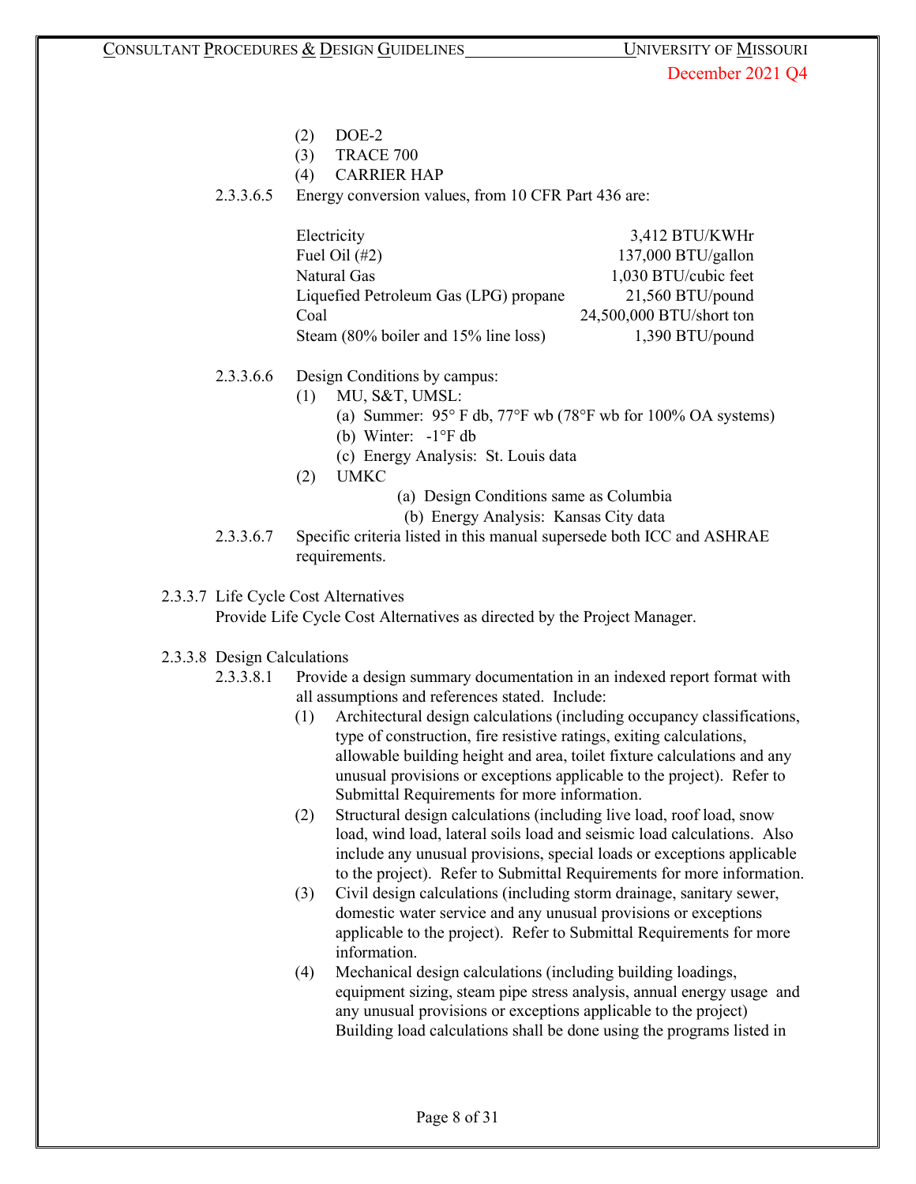(2) DOE-2
(3) TRACE 700
(4) CARRIER HAP

2.3.3.6.5 Energy conversion values, from 10 CFR Part 436 are:

| | |
|---|---|
| Electricity | 3,412 BTU/KWHr |
| Fuel Oil (#2) | 137,000 BTU/gallon |
| Natural Gas | 1,030 BTU/cubic feet |
| Liquefied Petroleum Gas (LPG) propane | 21,560 BTU/pound |
| Coal | 24,500,000 BTU/short ton |
| Steam (80% boiler and 15% line loss) | 1,390 BTU/pound |

2.3.3.6.6 Design Conditions by campus:
- (1) MU, S&T, UMSL:
  - (a) Summer: 95° F db, 77°F wb (78°F wb for 100% OA systems)
  - (b) Winter: -1°F db
  - (c) Energy Analysis: St. Louis data
- (2) UMKC
  - (a) Design Conditions same as Columbia
  - (b) Energy Analysis: Kansas City data

2.3.3.6.7 Specific criteria listed in this manual supersede both ICC and ASHRAE requirements.

2.3.3.7 Life Cycle Cost Alternatives
Provide Life Cycle Cost Alternatives as directed by the Project Manager.

2.3.3.8 Design Calculations

2.3.3.8.1 Provide a design summary documentation in an indexed report format with all assumptions and references stated. Include:
- (1) Architectural design calculations (including occupancy classifications, type of construction, fire resistive ratings, exiting calculations, allowable building height and area, toilet fixture calculations and any unusual provisions or exceptions applicable to the project). Refer to Submittal Requirements for more information.
- (2) Structural design calculations (including live load, roof load, snow load, wind load, lateral soils load and seismic load calculations. Also include any unusual provisions, special loads or exceptions applicable to the project). Refer to Submittal Requirements for more information.
- (3) Civil design calculations (including storm drainage, sanitary sewer, domestic water service and any unusual provisions or exceptions applicable to the project). Refer to Submittal Requirements for more information.
- (4) Mechanical design calculations (including building loadings, equipment sizing, steam pipe stress analysis, annual energy usage and any unusual provisions or exceptions applicable to the project) Building load calculations shall be done using the programs listed in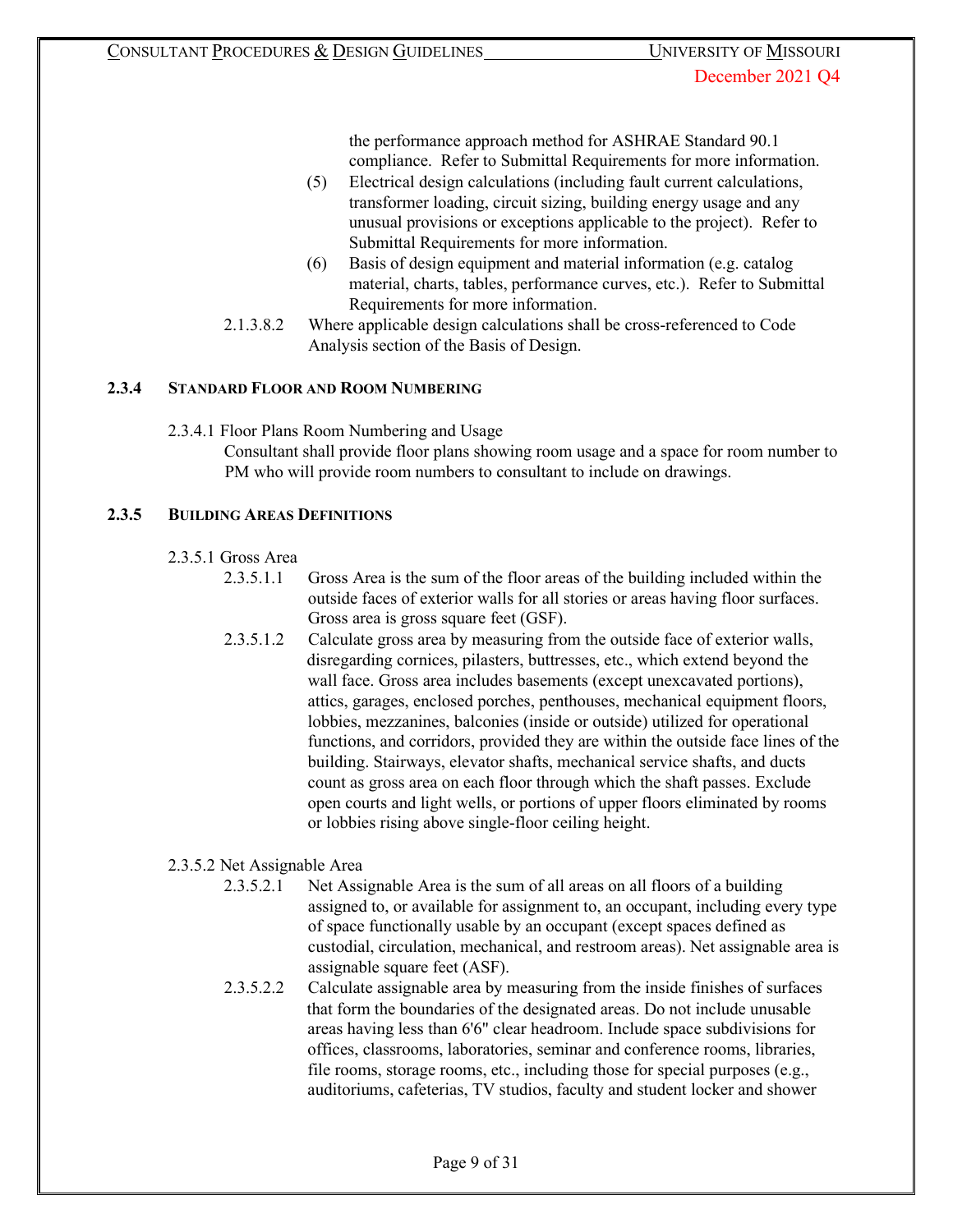the performance approach method for ASHRAE Standard 90.1 compliance. Refer to Submittal Requirements for more information.

(5) Electrical design calculations (including fault current calculations, transformer loading, circuit sizing, building energy usage and any unusual provisions or exceptions applicable to the project). Refer to Submittal Requirements for more information.

(6) Basis of design equipment and material information (e.g. catalog material, charts, tables, performance curves, etc.). Refer to Submittal Requirements for more information.

2.1.3.8.2 Where applicable design calculations shall be cross-referenced to Code Analysis section of the Basis of Design.

### 2.3.4 Standard Floor and Room Numbering

2.3.4.1 Floor Plans Room Numbering and Usage

Consultant shall provide floor plans showing room usage and a space for room number to PM who will provide room numbers to consultant to include on drawings.

### 2.3.5 Building Areas Definitions

2.3.5.1 Gross Area

2.3.5.1.1 Gross Area is the sum of the floor areas of the building included within the outside faces of exterior walls for all stories or areas having floor surfaces. Gross area is gross square feet (GSF).

2.3.5.1.2 Calculate gross area by measuring from the outside face of exterior walls, disregarding cornices, pilasters, buttresses, etc., which extend beyond the wall face. Gross area includes basements (except unexcavated portions), attics, garages, enclosed porches, penthouses, mechanical equipment floors, lobbies, mezzanines, balconies (inside or outside) utilized for operational functions, and corridors, provided they are within the outside face lines of the building. Stairways, elevator shafts, mechanical service shafts, and ducts count as gross area on each floor through which the shaft passes. Exclude open courts and light wells, or portions of upper floors eliminated by rooms or lobbies rising above single-floor ceiling height.

2.3.5.2 Net Assignable Area

2.3.5.2.1 Net Assignable Area is the sum of all areas on all floors of a building assigned to, or available for assignment to, an occupant, including every type of space functionally usable by an occupant (except spaces defined as custodial, circulation, mechanical, and restroom areas). Net assignable area is assignable square feet (ASF).

2.3.5.2.2 Calculate assignable area by measuring from the inside finishes of surfaces that form the boundaries of the designated areas. Do not include unusable areas having less than 6'6" clear headroom. Include space subdivisions for offices, classrooms, laboratories, seminar and conference rooms, libraries, file rooms, storage rooms, etc., including those for special purposes (e.g., auditoriums, cafeterias, TV studios, faculty and student locker and shower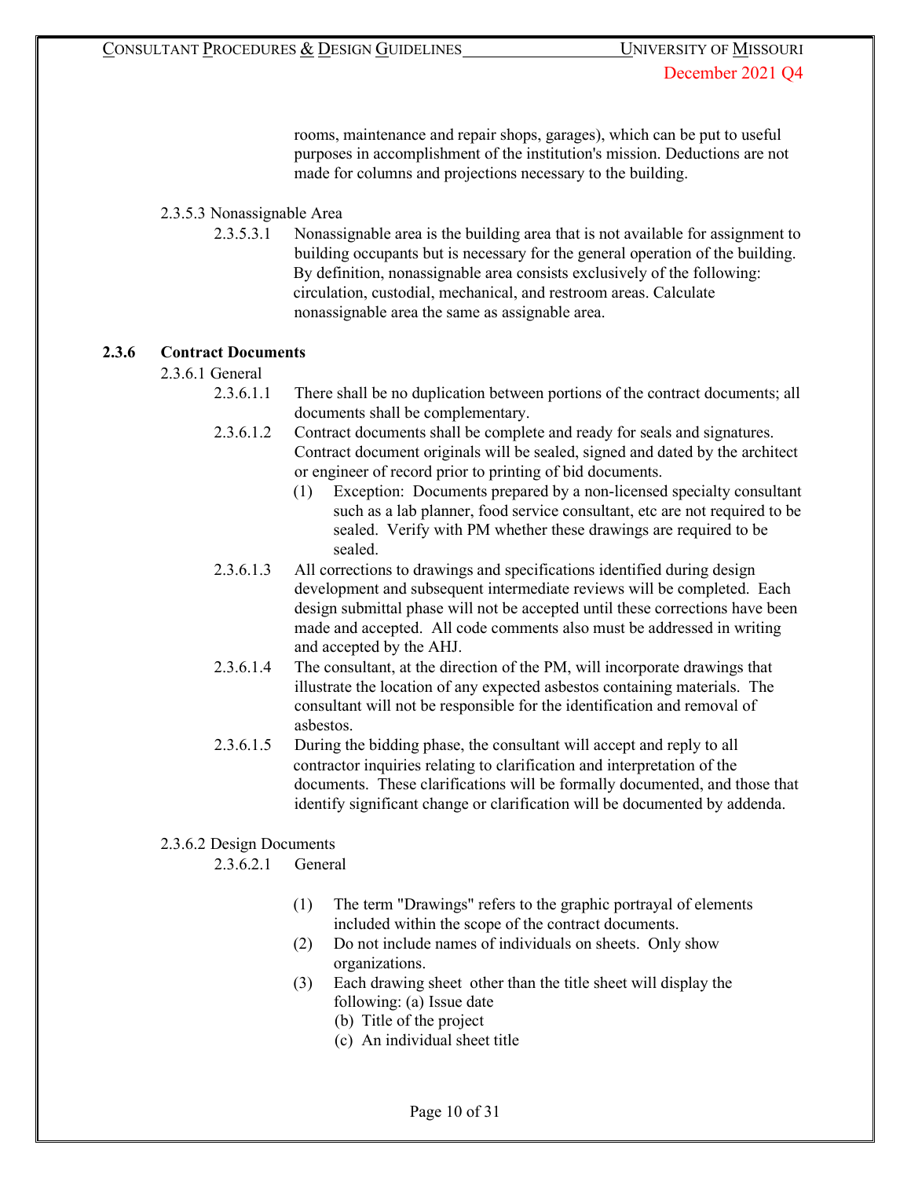rooms, maintenance and repair shops, garages), which can be put to useful purposes in accomplishment of the institution's mission. Deductions are not made for columns and projections necessary to the building.

2.3.5.3 Nonassignable Area

2.3.5.3.1 Nonassignable area is the building area that is not available for assignment to building occupants but is necessary for the general operation of the building. By definition, nonassignable area consists exclusively of the following: circulation, custodial, mechanical, and restroom areas. Calculate nonassignable area the same as assignable area.

### 2.3.6 Contract Documents

2.3.6.1 General

2.3.6.1.1 There shall be no duplication between portions of the contract documents; all documents shall be complementary.

2.3.6.1.2 Contract documents shall be complete and ready for seals and signatures. Contract document originals will be sealed, signed and dated by the architect or engineer of record prior to printing of bid documents.

(1) Exception: Documents prepared by a non-licensed specialty consultant such as a lab planner, food service consultant, etc are not required to be sealed. Verify with PM whether these drawings are required to be sealed.

2.3.6.1.3 All corrections to drawings and specifications identified during design development and subsequent intermediate reviews will be completed. Each design submittal phase will not be accepted until these corrections have been made and accepted. All code comments also must be addressed in writing and accepted by the AHJ.

2.3.6.1.4 The consultant, at the direction of the PM, will incorporate drawings that illustrate the location of any expected asbestos containing materials. The consultant will not be responsible for the identification and removal of asbestos.

2.3.6.1.5 During the bidding phase, the consultant will accept and reply to all contractor inquiries relating to clarification and interpretation of the documents. These clarifications will be formally documented, and those that identify significant change or clarification will be documented by addenda.

2.3.6.2 Design Documents

2.3.6.2.1 General

(1) The term "Drawings" refers to the graphic portrayal of elements included within the scope of the contract documents.

(2) Do not include names of individuals on sheets. Only show organizations.

(3) Each drawing sheet other than the title sheet will display the following: (a) Issue date
  (b) Title of the project
  (c) An individual sheet title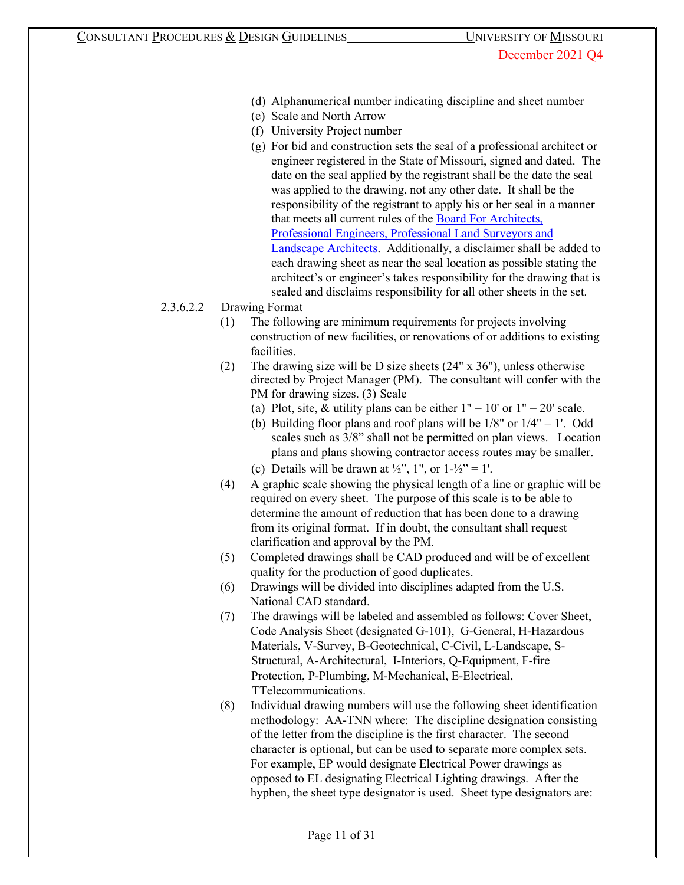(d) Alphanumerical number indicating discipline and sheet number
(e) Scale and North Arrow
(f) University Project number
(g) For bid and construction sets the seal of a professional architect or engineer registered in the State of Missouri, signed and dated. The date on the seal applied by the registrant shall be the date the seal was applied to the drawing, not any other date. It shall be the responsibility of the registrant to apply his or her seal in a manner that meets all current rules of the [Board For Architects, Professional Engineers, Professional Land Surveyors and Landscape Architects](). Additionally, a disclaimer shall be added to each drawing sheet as near the seal location as possible stating the architect's or engineer's takes responsibility for the drawing that is sealed and disclaims responsibility for all other sheets in the set.

2.3.6.2.2 Drawing Format

(1) The following are minimum requirements for projects involving construction of new facilities, or renovations of or additions to existing facilities.

(2) The drawing size will be D size sheets (24" x 36"), unless otherwise directed by Project Manager (PM). The consultant will confer with the PM for drawing sizes. (3) Scale
   (a) Plot, site, & utility plans can be either 1" = 10' or 1" = 20' scale.
   (b) Building floor plans and roof plans will be 1/8" or 1/4" = 1'. Odd scales such as 3/8" shall not be permitted on plan views. Location plans and plans showing contractor access routes may be smaller.
   (c) Details will be drawn at ½", 1", or 1-½" = 1'.

(4) A graphic scale showing the physical length of a line or graphic will be required on every sheet. The purpose of this scale is to be able to determine the amount of reduction that has been done to a drawing from its original format. If in doubt, the consultant shall request clarification and approval by the PM.

(5) Completed drawings shall be CAD produced and will be of excellent quality for the production of good duplicates.

(6) Drawings will be divided into disciplines adapted from the U.S. National CAD standard.

(7) The drawings will be labeled and assembled as follows: Cover Sheet, Code Analysis Sheet (designated G-101), G-General, H-Hazardous Materials, V-Survey, B-Geotechnical, C-Civil, L-Landscape, S-Structural, A-Architectural, I-Interiors, Q-Equipment, F-fire Protection, P-Plumbing, M-Mechanical, E-Electrical, TTelecommunications.

(8) Individual drawing numbers will use the following sheet identification methodology: AA-TNN where: The discipline designation consisting of the letter from the discipline is the first character. The second character is optional, but can be used to separate more complex sets. For example, EP would designate Electrical Power drawings as opposed to EL designating Electrical Lighting drawings. After the hyphen, the sheet type designator is used. Sheet type designators are: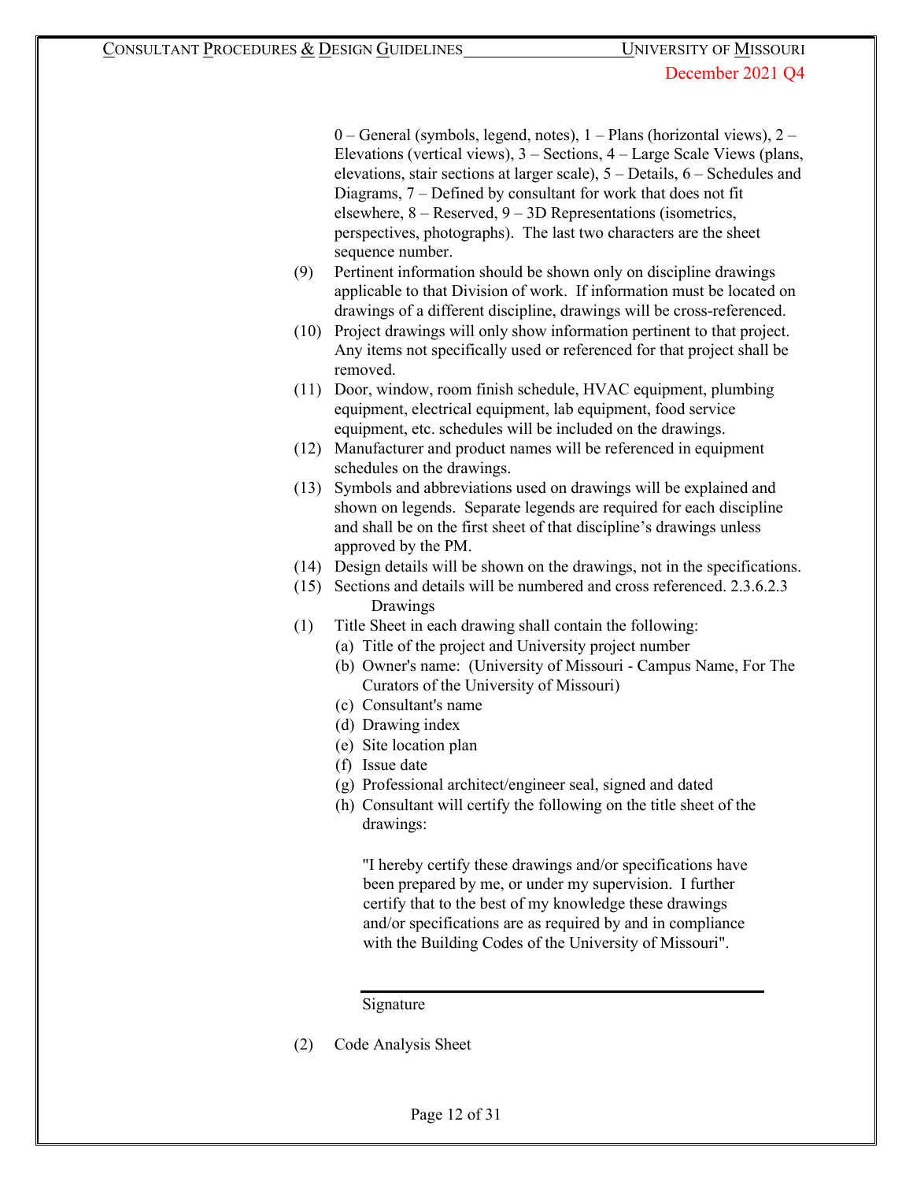0 – General (symbols, legend, notes), 1 – Plans (horizontal views), 2 – Elevations (vertical views), 3 – Sections, 4 – Large Scale Views (plans, elevations, stair sections at larger scale), 5 – Details, 6 – Schedules and Diagrams, 7 – Defined by consultant for work that does not fit elsewhere, 8 – Reserved, 9 – 3D Representations (isometrics, perspectives, photographs). The last two characters are the sheet sequence number.

(9) Pertinent information should be shown only on discipline drawings applicable to that Division of work. If information must be located on drawings of a different discipline, drawings will be cross-referenced.

(10) Project drawings will only show information pertinent to that project. Any items not specifically used or referenced for that project shall be removed.

(11) Door, window, room finish schedule, HVAC equipment, plumbing equipment, electrical equipment, lab equipment, food service equipment, etc. schedules will be included on the drawings.

(12) Manufacturer and product names will be referenced in equipment schedules on the drawings.

(13) Symbols and abbreviations used on drawings will be explained and shown on legends. Separate legends are required for each discipline and shall be on the first sheet of that discipline's drawings unless approved by the PM.

(14) Design details will be shown on the drawings, not in the specifications.

(15) Sections and details will be numbered and cross referenced. 2.3.6.2.3 Drawings

(1) Title Sheet in each drawing shall contain the following:
   (a) Title of the project and University project number
   (b) Owner's name: (University of Missouri - Campus Name, For The Curators of the University of Missouri)
   (c) Consultant's name
   (d) Drawing index
   (e) Site location plan
   (f) Issue date
   (g) Professional architect/engineer seal, signed and dated
   (h) Consultant will certify the following on the title sheet of the drawings:

   "I hereby certify these drawings and/or specifications have been prepared by me, or under my supervision. I further certify that to the best of my knowledge these drawings and/or specifications are as required by and in compliance with the Building Codes of the University of Missouri".

   ______________________________

   Signature

(2) Code Analysis Sheet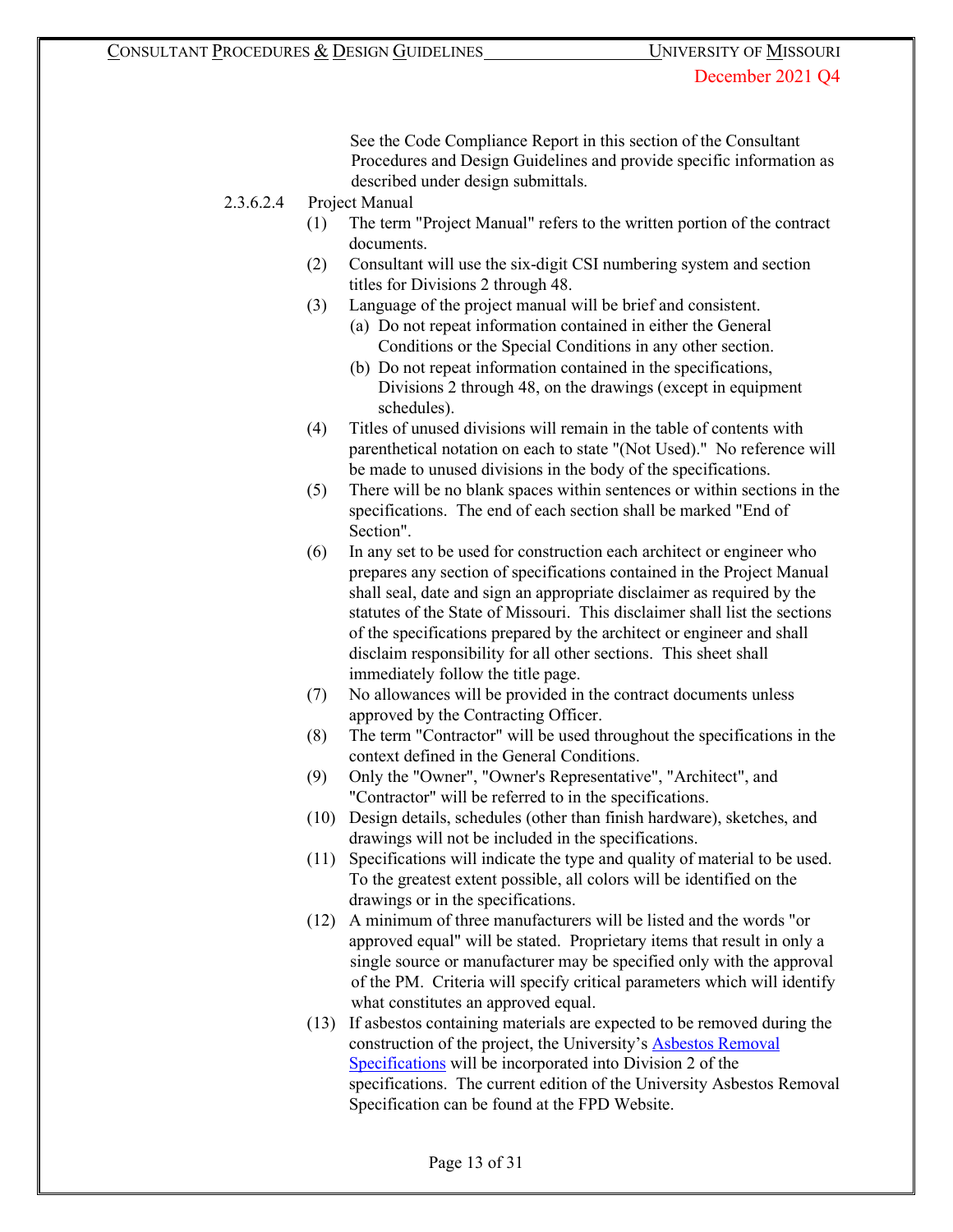See the Code Compliance Report in this section of the Consultant Procedures and Design Guidelines and provide specific information as described under design submittals.

2.3.6.2.4 Project Manual

(1) The term "Project Manual" refers to the written portion of the contract documents.

(2) Consultant will use the six-digit CSI numbering system and section titles for Divisions 2 through 48.

(3) Language of the project manual will be brief and consistent.

  (a) Do not repeat information contained in either the General Conditions or the Special Conditions in any other section.

  (b) Do not repeat information contained in the specifications, Divisions 2 through 48, on the drawings (except in equipment schedules).

(4) Titles of unused divisions will remain in the table of contents with parenthetical notation on each to state "(Not Used)." No reference will be made to unused divisions in the body of the specifications.

(5) There will be no blank spaces within sentences or within sections in the specifications. The end of each section shall be marked "End of Section".

(6) In any set to be used for construction each architect or engineer who prepares any section of specifications contained in the Project Manual shall seal, date and sign an appropriate disclaimer as required by the statutes of the State of Missouri. This disclaimer shall list the sections of the specifications prepared by the architect or engineer and shall disclaim responsibility for all other sections. This sheet shall immediately follow the title page.

(7) No allowances will be provided in the contract documents unless approved by the Contracting Officer.

(8) The term "Contractor" will be used throughout the specifications in the context defined in the General Conditions.

(9) Only the "Owner", "Owner's Representative", "Architect", and "Contractor" will be referred to in the specifications.

(10) Design details, schedules (other than finish hardware), sketches, and drawings will not be included in the specifications.

(11) Specifications will indicate the type and quality of material to be used. To the greatest extent possible, all colors will be identified on the drawings or in the specifications.

(12) A minimum of three manufacturers will be listed and the words "or approved equal" will be stated. Proprietary items that result in only a single source or manufacturer may be specified only with the approval of the PM. Criteria will specify critical parameters which will identify what constitutes an approved equal.

(13) If asbestos containing materials are expected to be removed during the construction of the project, the University's Asbestos Removal Specifications will be incorporated into Division 2 of the specifications. The current edition of the University Asbestos Removal Specification can be found at the FPD Website.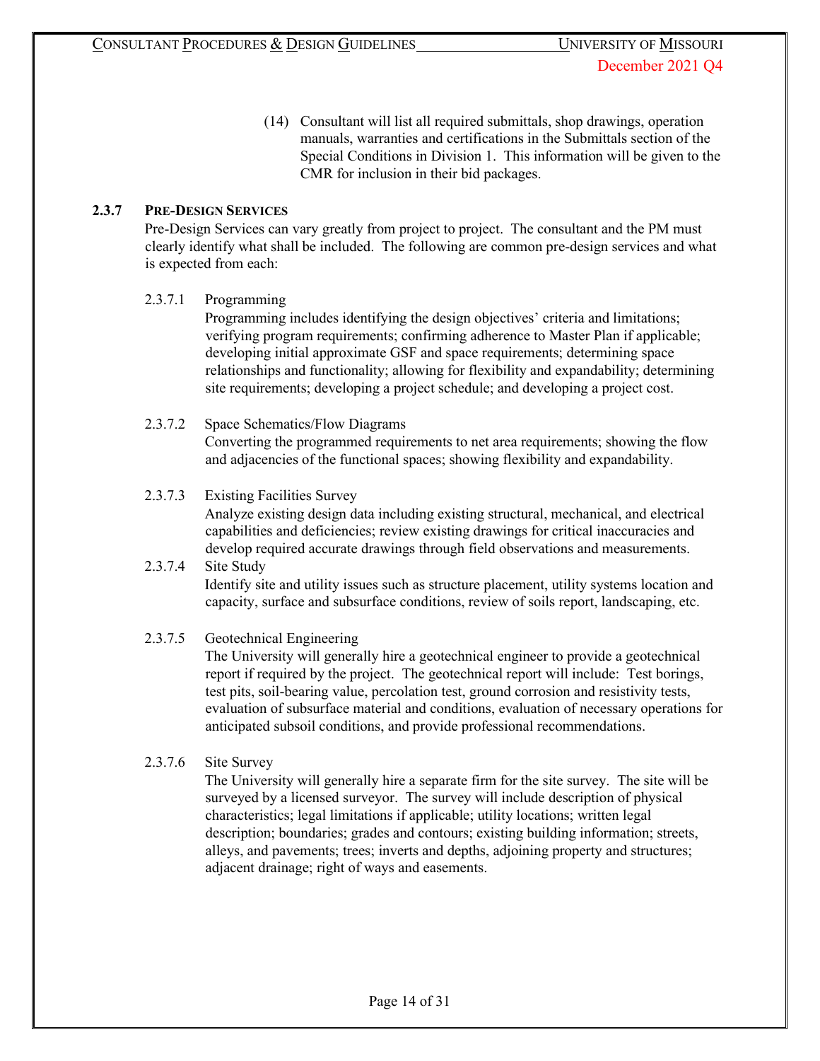(14) Consultant will list all required submittals, shop drawings, operation manuals, warranties and certifications in the Submittals section of the Special Conditions in Division 1. This information will be given to the CMR for inclusion in their bid packages.

### 2.3.7 PRE-DESIGN SERVICES

Pre-Design Services can vary greatly from project to project. The consultant and the PM must clearly identify what shall be included. The following are common pre-design services and what is expected from each:

2.3.7.1 Programming

Programming includes identifying the design objectives' criteria and limitations; verifying program requirements; confirming adherence to Master Plan if applicable; developing initial approximate GSF and space requirements; determining space relationships and functionality; allowing for flexibility and expandability; determining site requirements; developing a project schedule; and developing a project cost.

2.3.7.2 Space Schematics/Flow Diagrams

Converting the programmed requirements to net area requirements; showing the flow and adjacencies of the functional spaces; showing flexibility and expandability.

2.3.7.3 Existing Facilities Survey

Analyze existing design data including existing structural, mechanical, and electrical capabilities and deficiencies; review existing drawings for critical inaccuracies and develop required accurate drawings through field observations and measurements.

2.3.7.4 Site Study

Identify site and utility issues such as structure placement, utility systems location and capacity, surface and subsurface conditions, review of soils report, landscaping, etc.

2.3.7.5 Geotechnical Engineering

The University will generally hire a geotechnical engineer to provide a geotechnical report if required by the project. The geotechnical report will include: Test borings, test pits, soil-bearing value, percolation test, ground corrosion and resistivity tests, evaluation of subsurface material and conditions, evaluation of necessary operations for anticipated subsoil conditions, and provide professional recommendations.

2.3.7.6 Site Survey

The University will generally hire a separate firm for the site survey. The site will be surveyed by a licensed surveyor. The survey will include description of physical characteristics; legal limitations if applicable; utility locations; written legal description; boundaries; grades and contours; existing building information; streets, alleys, and pavements; trees; inverts and depths, adjoining property and structures; adjacent drainage; right of ways and easements.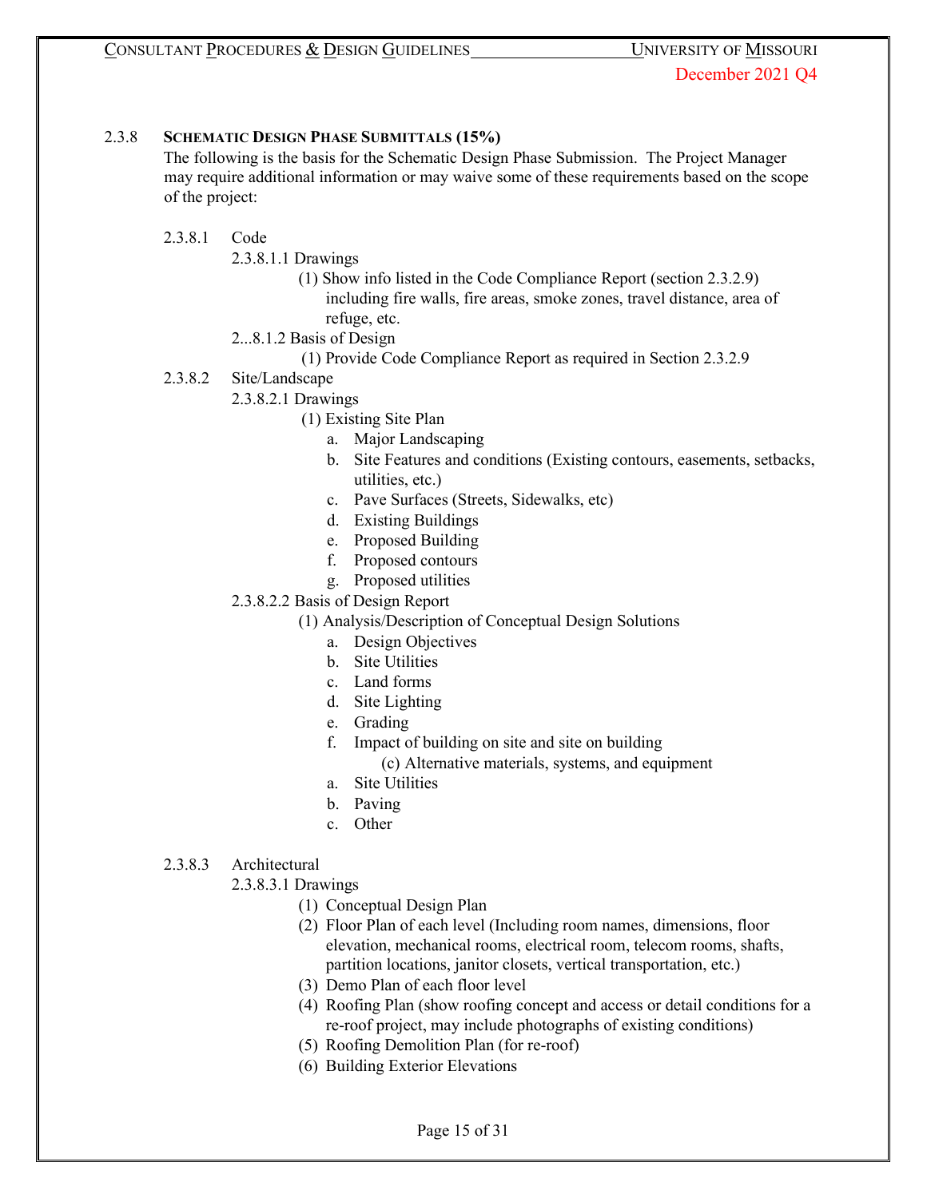### 2.3.8 SCHEMATIC DESIGN PHASE SUBMITTALS (15%)

The following is the basis for the Schematic Design Phase Submission. The Project Manager may require additional information or may waive some of these requirements based on the scope of the project:

2.3.8.1 Code

2.3.8.1.1 Drawings

(1) Show info listed in the Code Compliance Report (section 2.3.2.9) including fire walls, fire areas, smoke zones, travel distance, area of refuge, etc.

2...8.1.2 Basis of Design

(1) Provide Code Compliance Report as required in Section 2.3.2.9

2.3.8.2 Site/Landscape

2.3.8.2.1 Drawings

(1) Existing Site Plan

a. Major Landscaping
b. Site Features and conditions (Existing contours, easements, setbacks, utilities, etc.)
c. Pave Surfaces (Streets, Sidewalks, etc)
d. Existing Buildings
e. Proposed Building
f. Proposed contours
g. Proposed utilities

2.3.8.2.2 Basis of Design Report

(1) Analysis/Description of Conceptual Design Solutions

a. Design Objectives
b. Site Utilities
c. Land forms
d. Site Lighting
e. Grading
f. Impact of building on site and site on building

(c) Alternative materials, systems, and equipment

a. Site Utilities
b. Paving
c. Other

2.3.8.3 Architectural

2.3.8.3.1 Drawings

(1) Conceptual Design Plan
(2) Floor Plan of each level (Including room names, dimensions, floor elevation, mechanical rooms, electrical room, telecom rooms, shafts, partition locations, janitor closets, vertical transportation, etc.)
(3) Demo Plan of each floor level
(4) Roofing Plan (show roofing concept and access or detail conditions for a re-roof project, may include photographs of existing conditions)
(5) Roofing Demolition Plan (for re-roof)
(6) Building Exterior Elevations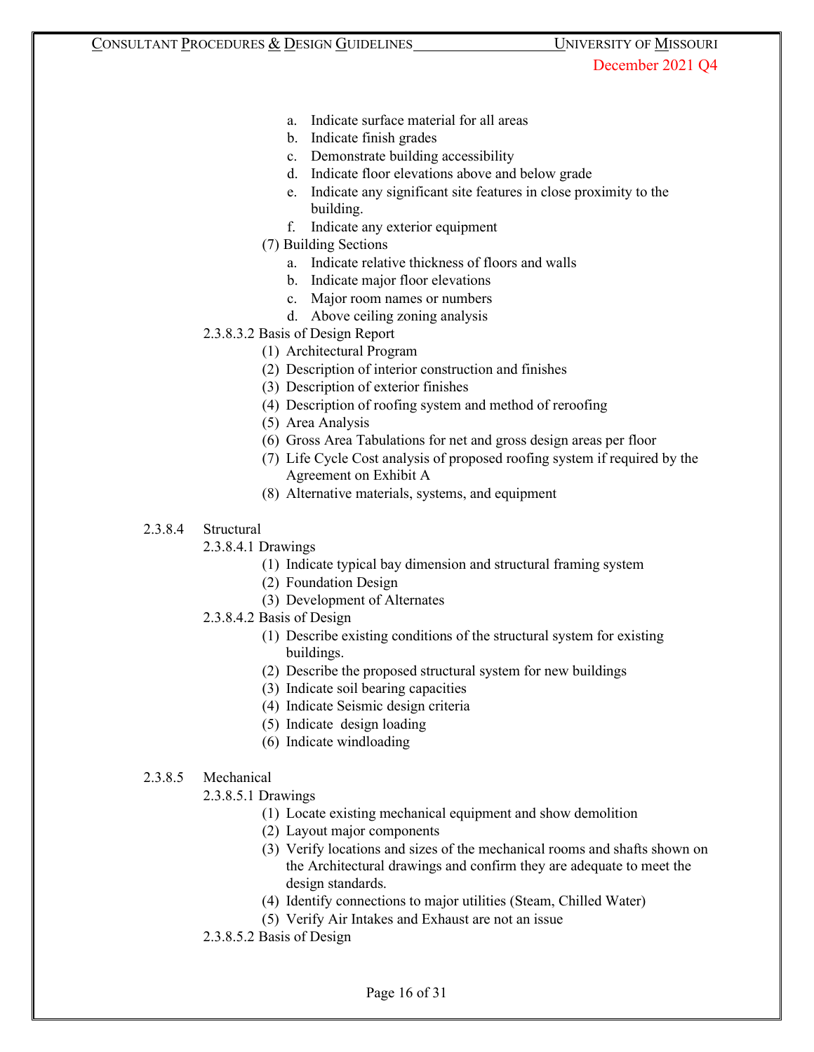a. Indicate surface material for all areas
b. Indicate finish grades
c. Demonstrate building accessibility
d. Indicate floor elevations above and below grade
e. Indicate any significant site features in close proximity to the building.
f. Indicate any exterior equipment

(7) Building Sections

a. Indicate relative thickness of floors and walls
b. Indicate major floor elevations
c. Major room names or numbers
d. Above ceiling zoning analysis

2.3.8.3.2 Basis of Design Report

(1) Architectural Program
(2) Description of interior construction and finishes
(3) Description of exterior finishes
(4) Description of roofing system and method of reroofing
(5) Area Analysis
(6) Gross Area Tabulations for net and gross design areas per floor
(7) Life Cycle Cost analysis of proposed roofing system if required by the Agreement on Exhibit A
(8) Alternative materials, systems, and equipment

2.3.8.4 Structural

2.3.8.4.1 Drawings

(1) Indicate typical bay dimension and structural framing system
(2) Foundation Design
(3) Development of Alternates

2.3.8.4.2 Basis of Design

(1) Describe existing conditions of the structural system for existing buildings.
(2) Describe the proposed structural system for new buildings
(3) Indicate soil bearing capacities
(4) Indicate Seismic design criteria
(5) Indicate design loading
(6) Indicate windloading

2.3.8.5 Mechanical

2.3.8.5.1 Drawings

(1) Locate existing mechanical equipment and show demolition
(2) Layout major components
(3) Verify locations and sizes of the mechanical rooms and shafts shown on the Architectural drawings and confirm they are adequate to meet the design standards.
(4) Identify connections to major utilities (Steam, Chilled Water)
(5) Verify Air Intakes and Exhaust are not an issue

2.3.8.5.2 Basis of Design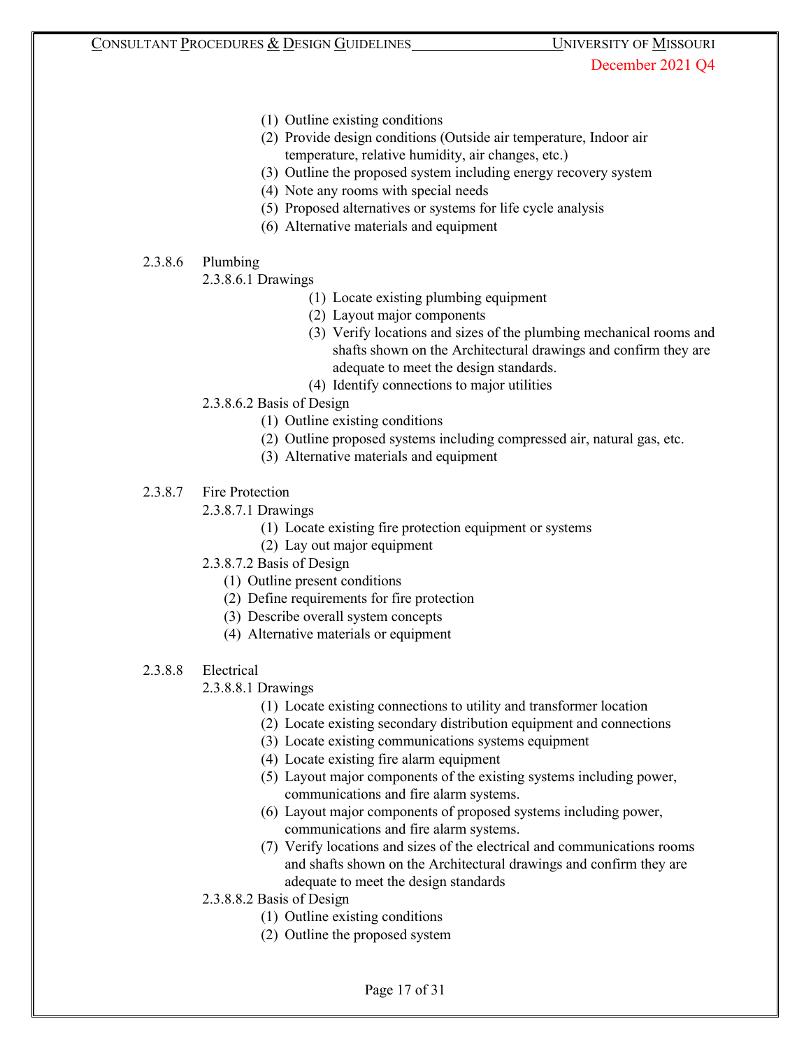(1) Outline existing conditions
(2) Provide design conditions (Outside air temperature, Indoor air temperature, relative humidity, air changes, etc.)
(3) Outline the proposed system including energy recovery system
(4) Note any rooms with special needs
(5) Proposed alternatives or systems for life cycle analysis
(6) Alternative materials and equipment

2.3.8.6 Plumbing

2.3.8.6.1 Drawings

(1) Locate existing plumbing equipment
(2) Layout major components
(3) Verify locations and sizes of the plumbing mechanical rooms and shafts shown on the Architectural drawings and confirm they are adequate to meet the design standards.
(4) Identify connections to major utilities

2.3.8.6.2 Basis of Design

(1) Outline existing conditions
(2) Outline proposed systems including compressed air, natural gas, etc.
(3) Alternative materials and equipment

2.3.8.7 Fire Protection

2.3.8.7.1 Drawings

(1) Locate existing fire protection equipment or systems
(2) Lay out major equipment

2.3.8.7.2 Basis of Design

(1) Outline present conditions
(2) Define requirements for fire protection
(3) Describe overall system concepts
(4) Alternative materials or equipment

2.3.8.8 Electrical

2.3.8.8.1 Drawings

(1) Locate existing connections to utility and transformer location
(2) Locate existing secondary distribution equipment and connections
(3) Locate existing communications systems equipment
(4) Locate existing fire alarm equipment
(5) Layout major components of the existing systems including power, communications and fire alarm systems.
(6) Layout major components of proposed systems including power, communications and fire alarm systems.
(7) Verify locations and sizes of the electrical and communications rooms and shafts shown on the Architectural drawings and confirm they are adequate to meet the design standards

2.3.8.8.2 Basis of Design

(1) Outline existing conditions
(2) Outline the proposed system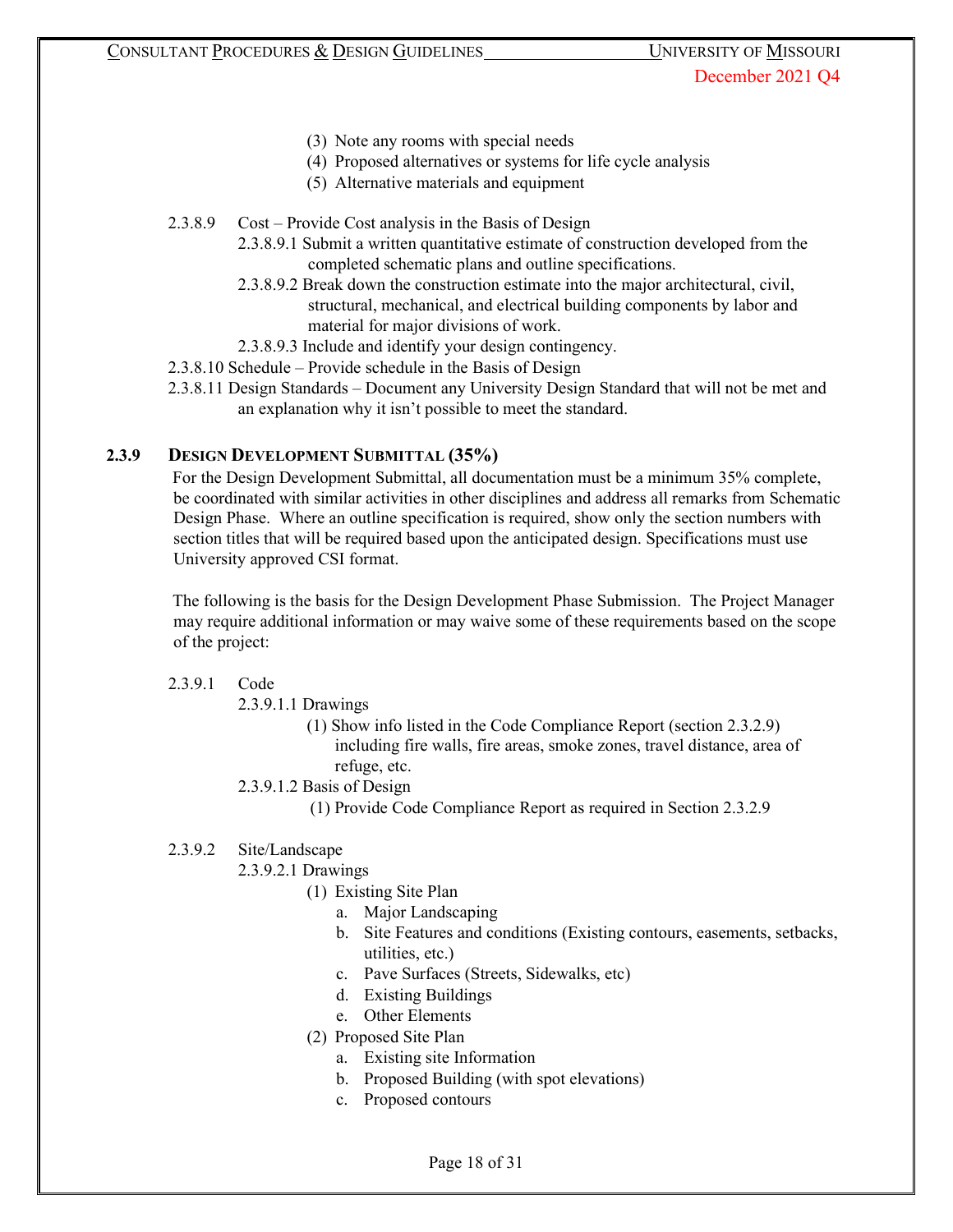(3) Note any rooms with special needs
(4) Proposed alternatives or systems for life cycle analysis
(5) Alternative materials and equipment

2.3.8.9 Cost – Provide Cost analysis in the Basis of Design

2.3.8.9.1 Submit a written quantitative estimate of construction developed from the completed schematic plans and outline specifications.

2.3.8.9.2 Break down the construction estimate into the major architectural, civil, structural, mechanical, and electrical building components by labor and material for major divisions of work.

2.3.8.9.3 Include and identify your design contingency.

2.3.8.10 Schedule – Provide schedule in the Basis of Design

2.3.8.11 Design Standards – Document any University Design Standard that will not be met and an explanation why it isn't possible to meet the standard.

### 2.3.9 Design Development Submittal (35%)

For the Design Development Submittal, all documentation must be a minimum 35% complete, be coordinated with similar activities in other disciplines and address all remarks from Schematic Design Phase. Where an outline specification is required, show only the section numbers with section titles that will be required based upon the anticipated design. Specifications must use University approved CSI format.

The following is the basis for the Design Development Phase Submission. The Project Manager may require additional information or may waive some of these requirements based on the scope of the project:

2.3.9.1 Code

2.3.9.1.1 Drawings

(1) Show info listed in the Code Compliance Report (section 2.3.2.9) including fire walls, fire areas, smoke zones, travel distance, area of refuge, etc.

2.3.9.1.2 Basis of Design

(1) Provide Code Compliance Report as required in Section 2.3.2.9

2.3.9.2 Site/Landscape

2.3.9.2.1 Drawings

(1) Existing Site Plan
  a. Major Landscaping
  b. Site Features and conditions (Existing contours, easements, setbacks, utilities, etc.)
  c. Pave Surfaces (Streets, Sidewalks, etc)
  d. Existing Buildings
  e. Other Elements

(2) Proposed Site Plan
  a. Existing site Information
  b. Proposed Building (with spot elevations)
  c. Proposed contours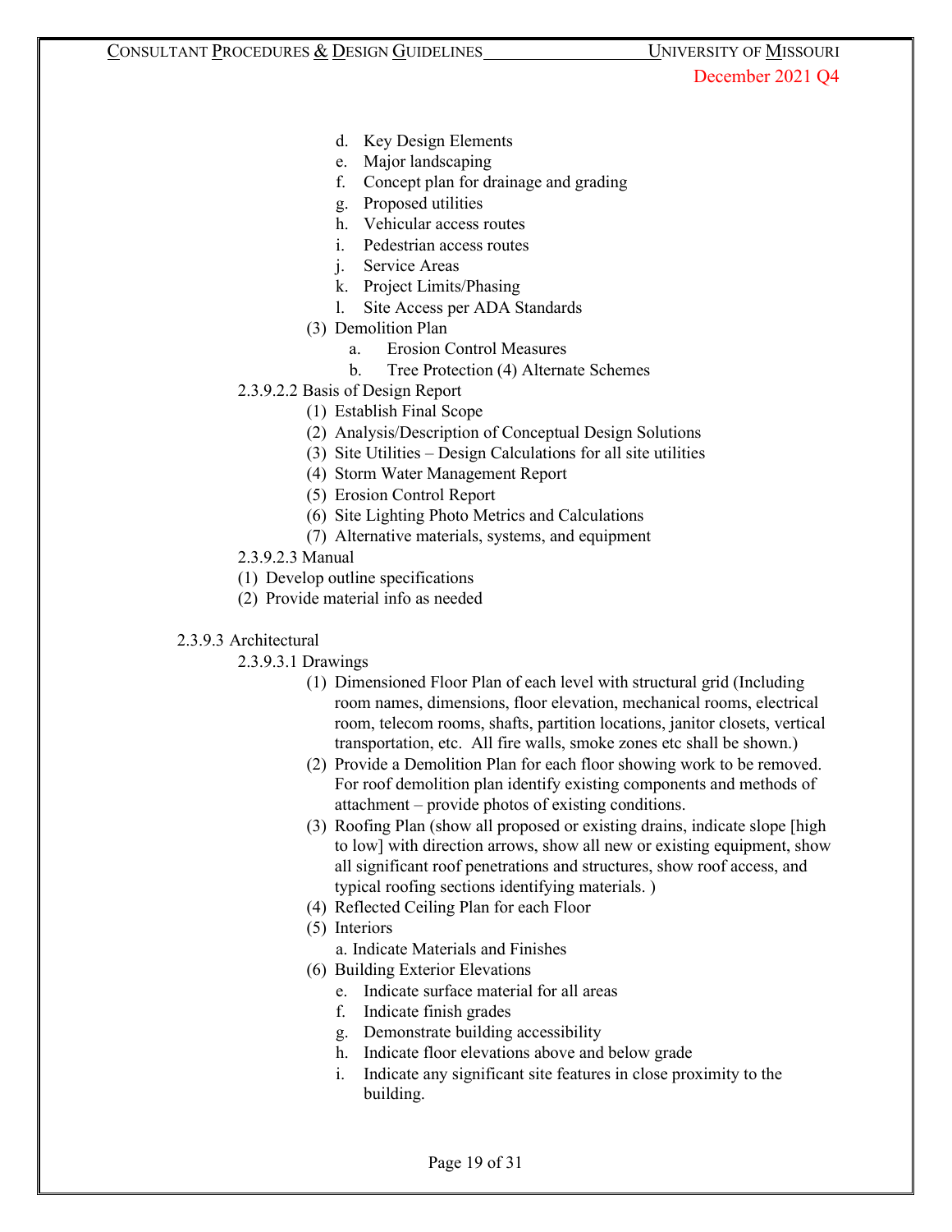d. Key Design Elements
e. Major landscaping
f. Concept plan for drainage and grading
g. Proposed utilities
h. Vehicular access routes
i. Pedestrian access routes
j. Service Areas
k. Project Limits/Phasing
l. Site Access per ADA Standards

(3) Demolition Plan

a. Erosion Control Measures
b. Tree Protection (4) Alternate Schemes

2.3.9.2.2 Basis of Design Report

(1) Establish Final Scope
(2) Analysis/Description of Conceptual Design Solutions
(3) Site Utilities – Design Calculations for all site utilities
(4) Storm Water Management Report
(5) Erosion Control Report
(6) Site Lighting Photo Metrics and Calculations
(7) Alternative materials, systems, and equipment

2.3.9.2.3 Manual

(1) Develop outline specifications
(2) Provide material info as needed

2.3.9.3 Architectural

2.3.9.3.1 Drawings

(1) Dimensioned Floor Plan of each level with structural grid (Including room names, dimensions, floor elevation, mechanical rooms, electrical room, telecom rooms, shafts, partition locations, janitor closets, vertical transportation, etc. All fire walls, smoke zones etc shall be shown.)
(2) Provide a Demolition Plan for each floor showing work to be removed. For roof demolition plan identify existing components and methods of attachment – provide photos of existing conditions.
(3) Roofing Plan (show all proposed or existing drains, indicate slope [high to low] with direction arrows, show all new or existing equipment, show all significant roof penetrations and structures, show roof access, and typical roofing sections identifying materials. )
(4) Reflected Ceiling Plan for each Floor
(5) Interiors

a. Indicate Materials and Finishes

(6) Building Exterior Elevations

e. Indicate surface material for all areas
f. Indicate finish grades
g. Demonstrate building accessibility
h. Indicate floor elevations above and below grade
i. Indicate any significant site features in close proximity to the building.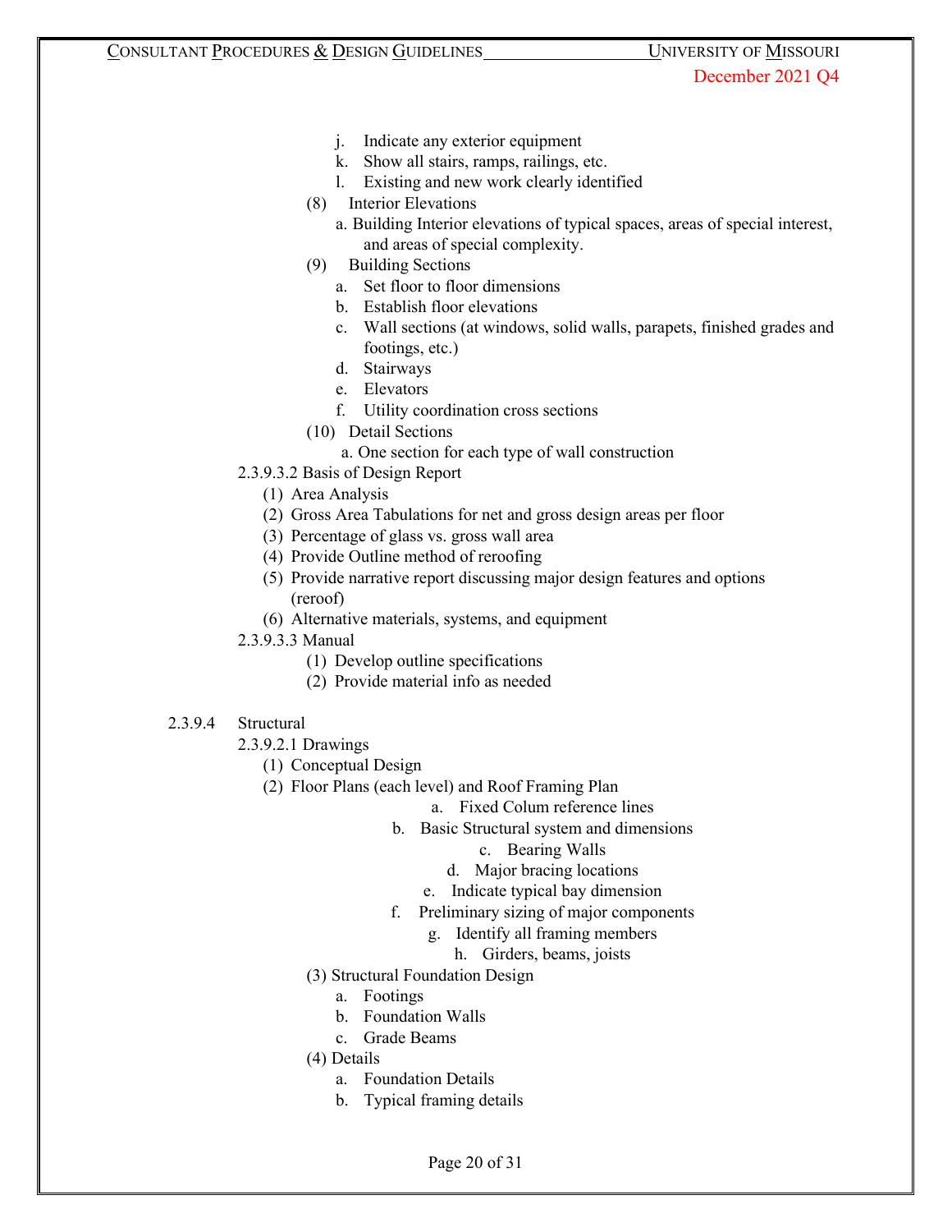j. Indicate any exterior equipment
   k. Show all stairs, ramps, railings, etc.
   l. Existing and new work clearly identified

(8) Interior Elevations
   a. Building Interior elevations of typical spaces, areas of special interest, and areas of special complexity.

(9) Building Sections
   a. Set floor to floor dimensions
   b. Establish floor elevations
   c. Wall sections (at windows, solid walls, parapets, finished grades and footings, etc.)
   d. Stairways
   e. Elevators
   f. Utility coordination cross sections

(10) Detail Sections
   a. One section for each type of wall construction

2.3.9.3.2 Basis of Design Report

(1) Area Analysis
(2) Gross Area Tabulations for net and gross design areas per floor
(3) Percentage of glass vs. gross wall area
(4) Provide Outline method of reroofing
(5) Provide narrative report discussing major design features and options (reroof)
(6) Alternative materials, systems, and equipment

2.3.9.3.3 Manual

(1) Develop outline specifications
(2) Provide material info as needed

2.3.9.4 Structural

2.3.9.2.1 Drawings

(1) Conceptual Design
(2) Floor Plans (each level) and Roof Framing Plan
   a. Fixed Colum reference lines
   b. Basic Structural system and dimensions
   c. Bearing Walls
   d. Major bracing locations
   e. Indicate typical bay dimension
   f. Preliminary sizing of major components
   g. Identify all framing members
   h. Girders, beams, joists

(3) Structural Foundation Design
   a. Footings
   b. Foundation Walls
   c. Grade Beams

(4) Details
   a. Foundation Details
   b. Typical framing details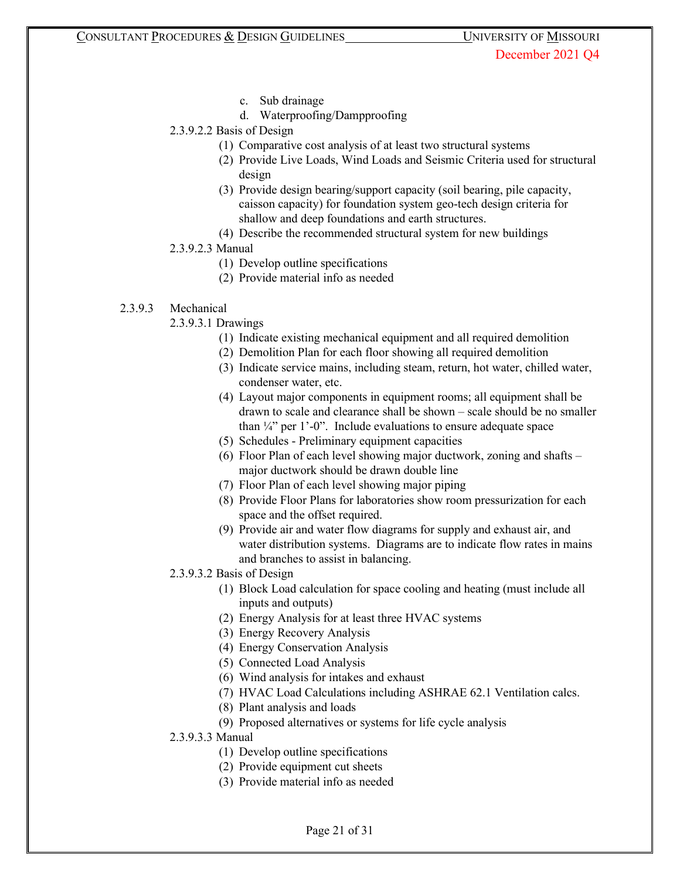c. Sub drainage
d. Waterproofing/Dampproofing

2.3.9.2.2 Basis of Design

(1) Comparative cost analysis of at least two structural systems
(2) Provide Live Loads, Wind Loads and Seismic Criteria used for structural design
(3) Provide design bearing/support capacity (soil bearing, pile capacity, caisson capacity) for foundation system geo-tech design criteria for shallow and deep foundations and earth structures.
(4) Describe the recommended structural system for new buildings

2.3.9.2.3 Manual

(1) Develop outline specifications
(2) Provide material info as needed

2.3.9.3 Mechanical

2.3.9.3.1 Drawings

(1) Indicate existing mechanical equipment and all required demolition
(2) Demolition Plan for each floor showing all required demolition
(3) Indicate service mains, including steam, return, hot water, chilled water, condenser water, etc.
(4) Layout major components in equipment rooms; all equipment shall be drawn to scale and clearance shall be shown – scale should be no smaller than ¼" per 1'-0". Include evaluations to ensure adequate space
(5) Schedules - Preliminary equipment capacities
(6) Floor Plan of each level showing major ductwork, zoning and shafts – major ductwork should be drawn double line
(7) Floor Plan of each level showing major piping
(8) Provide Floor Plans for laboratories show room pressurization for each space and the offset required.
(9) Provide air and water flow diagrams for supply and exhaust air, and water distribution systems. Diagrams are to indicate flow rates in mains and branches to assist in balancing.

2.3.9.3.2 Basis of Design

(1) Block Load calculation for space cooling and heating (must include all inputs and outputs)
(2) Energy Analysis for at least three HVAC systems
(3) Energy Recovery Analysis
(4) Energy Conservation Analysis
(5) Connected Load Analysis
(6) Wind analysis for intakes and exhaust
(7) HVAC Load Calculations including ASHRAE 62.1 Ventilation calcs.
(8) Plant analysis and loads
(9) Proposed alternatives or systems for life cycle analysis

2.3.9.3.3 Manual

(1) Develop outline specifications
(2) Provide equipment cut sheets
(3) Provide material info as needed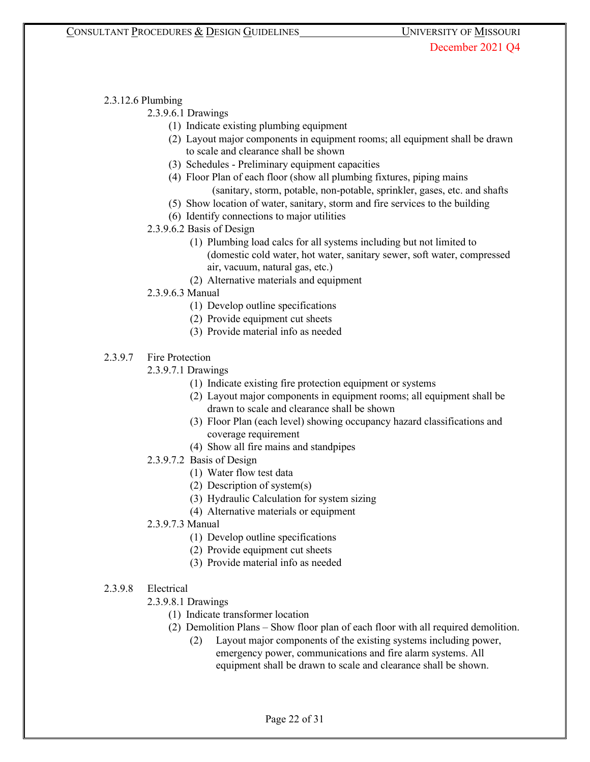2.3.12.6 Plumbing

2.3.9.6.1 Drawings

(1) Indicate existing plumbing equipment
(2) Layout major components in equipment rooms; all equipment shall be drawn to scale and clearance shall be shown
(3) Schedules - Preliminary equipment capacities
(4) Floor Plan of each floor (show all plumbing fixtures, piping mains (sanitary, storm, potable, non-potable, sprinkler, gases, etc. and shafts
(5) Show location of water, sanitary, storm and fire services to the building
(6) Identify connections to major utilities

2.3.9.6.2 Basis of Design

(1) Plumbing load calcs for all systems including but not limited to (domestic cold water, hot water, sanitary sewer, soft water, compressed air, vacuum, natural gas, etc.)
(2) Alternative materials and equipment

2.3.9.6.3 Manual

(1) Develop outline specifications
(2) Provide equipment cut sheets
(3) Provide material info as needed

2.3.9.7 Fire Protection

2.3.9.7.1 Drawings

(1) Indicate existing fire protection equipment or systems
(2) Layout major components in equipment rooms; all equipment shall be drawn to scale and clearance shall be shown
(3) Floor Plan (each level) showing occupancy hazard classifications and coverage requirement
(4) Show all fire mains and standpipes

2.3.9.7.2 Basis of Design

(1) Water flow test data
(2) Description of system(s)
(3) Hydraulic Calculation for system sizing
(4) Alternative materials or equipment

2.3.9.7.3 Manual

(1) Develop outline specifications
(2) Provide equipment cut sheets
(3) Provide material info as needed

2.3.9.8 Electrical

2.3.9.8.1 Drawings

(1) Indicate transformer location
(2) Demolition Plans – Show floor plan of each floor with all required demolition.
  (2) Layout major components of the existing systems including power, emergency power, communications and fire alarm systems. All equipment shall be drawn to scale and clearance shall be shown.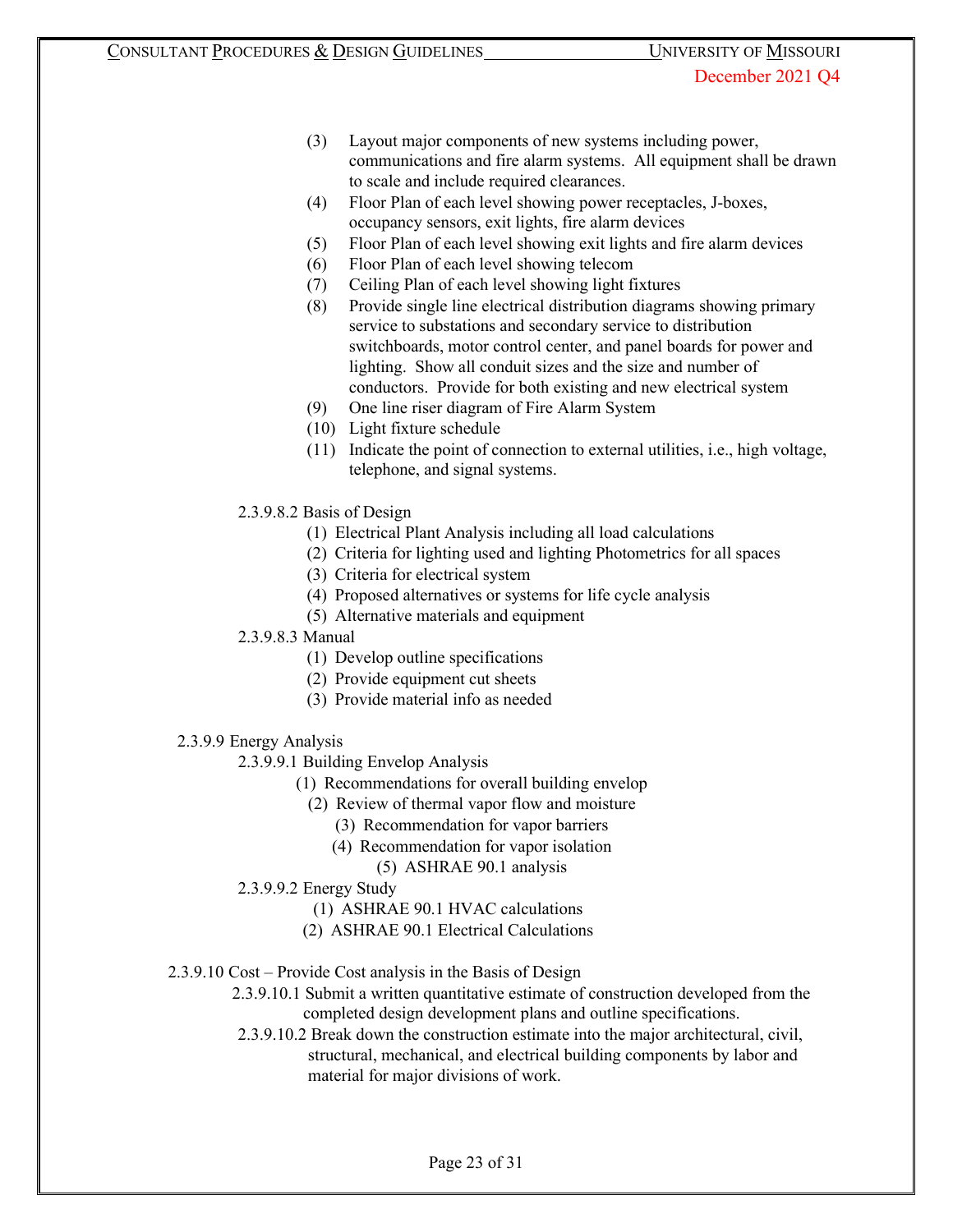(3) Layout major components of new systems including power, communications and fire alarm systems. All equipment shall be drawn to scale and include required clearances.

(4) Floor Plan of each level showing power receptacles, J-boxes, occupancy sensors, exit lights, fire alarm devices

(5) Floor Plan of each level showing exit lights and fire alarm devices

(6) Floor Plan of each level showing telecom

(7) Ceiling Plan of each level showing light fixtures

(8) Provide single line electrical distribution diagrams showing primary service to substations and secondary service to distribution switchboards, motor control center, and panel boards for power and lighting. Show all conduit sizes and the size and number of conductors. Provide for both existing and new electrical system

(9) One line riser diagram of Fire Alarm System

(10) Light fixture schedule

(11) Indicate the point of connection to external utilities, i.e., high voltage, telephone, and signal systems.

2.3.9.8.2 Basis of Design

(1) Electrical Plant Analysis including all load calculations

(2) Criteria for lighting used and lighting Photometrics for all spaces

(3) Criteria for electrical system

(4) Proposed alternatives or systems for life cycle analysis

(5) Alternative materials and equipment

2.3.9.8.3 Manual

(1) Develop outline specifications

(2) Provide equipment cut sheets

(3) Provide material info as needed

2.3.9.9 Energy Analysis

2.3.9.9.1 Building Envelop Analysis

(1) Recommendations for overall building envelop

(2) Review of thermal vapor flow and moisture

(3) Recommendation for vapor barriers

(4) Recommendation for vapor isolation

(5) ASHRAE 90.1 analysis

2.3.9.9.2 Energy Study

(1) ASHRAE 90.1 HVAC calculations

(2) ASHRAE 90.1 Electrical Calculations

2.3.9.10 Cost – Provide Cost analysis in the Basis of Design

2.3.9.10.1 Submit a written quantitative estimate of construction developed from the completed design development plans and outline specifications.

2.3.9.10.2 Break down the construction estimate into the major architectural, civil, structural, mechanical, and electrical building components by labor and material for major divisions of work.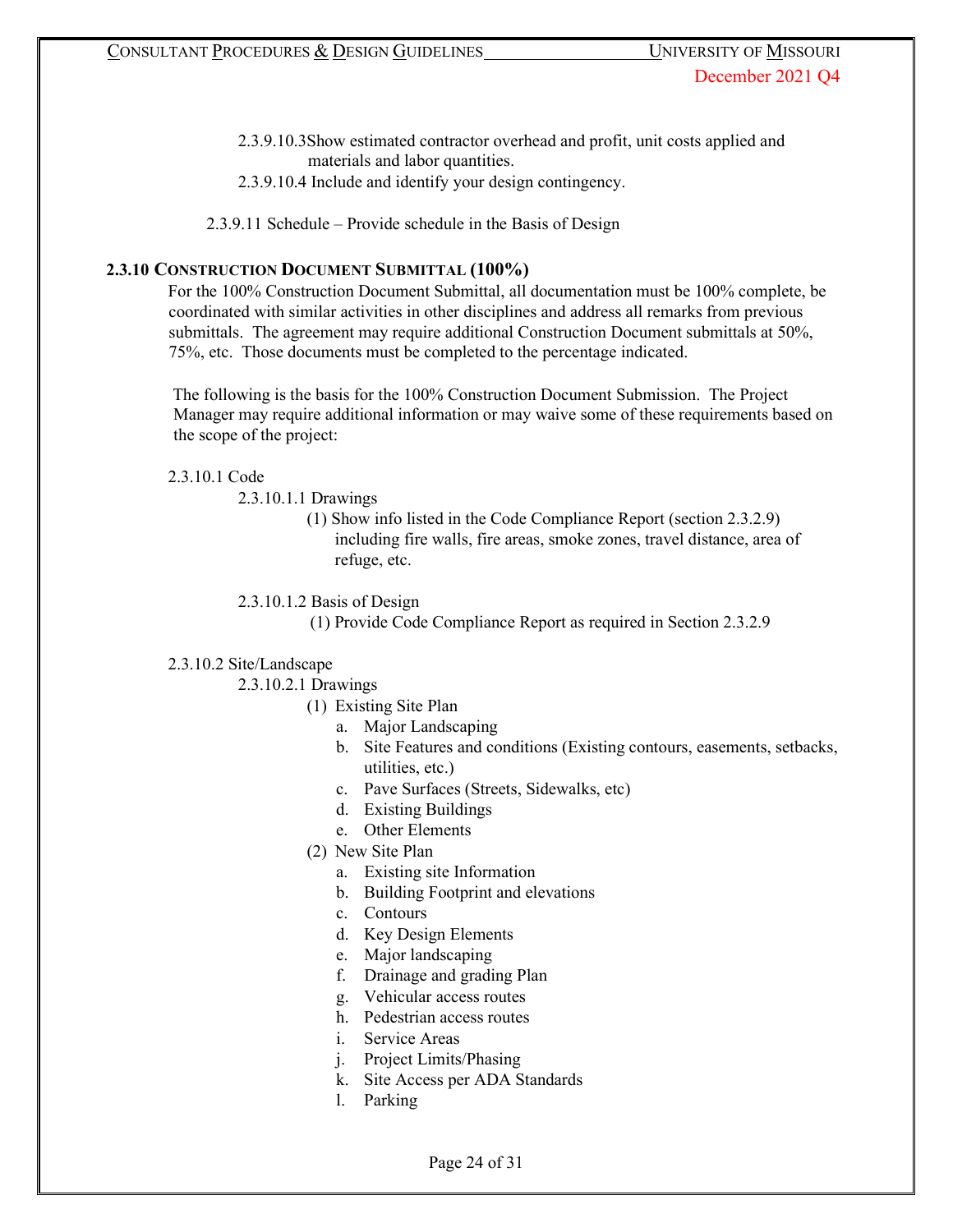2.3.9.10.3 Show estimated contractor overhead and profit, unit costs applied and materials and labor quantities.

2.3.9.10.4 Include and identify your design contingency.

2.3.9.11 Schedule – Provide schedule in the Basis of Design

## 2.3.10 Construction Document Submittal (100%)

For the 100% Construction Document Submittal, all documentation must be 100% complete, be coordinated with similar activities in other disciplines and address all remarks from previous submittals. The agreement may require additional Construction Document submittals at 50%, 75%, etc. Those documents must be completed to the percentage indicated.

The following is the basis for the 100% Construction Document Submission. The Project Manager may require additional information or may waive some of these requirements based on the scope of the project:

2.3.10.1 Code

2.3.10.1.1 Drawings

(1) Show info listed in the Code Compliance Report (section 2.3.2.9) including fire walls, fire areas, smoke zones, travel distance, area of refuge, etc.

2.3.10.1.2 Basis of Design

(1) Provide Code Compliance Report as required in Section 2.3.2.9

2.3.10.2 Site/Landscape

2.3.10.2.1 Drawings

(1) Existing Site Plan
  a. Major Landscaping
  b. Site Features and conditions (Existing contours, easements, setbacks, utilities, etc.)
  c. Pave Surfaces (Streets, Sidewalks, etc)
  d. Existing Buildings
  e. Other Elements

(2) New Site Plan
  a. Existing site Information
  b. Building Footprint and elevations
  c. Contours
  d. Key Design Elements
  e. Major landscaping
  f. Drainage and grading Plan
  g. Vehicular access routes
  h. Pedestrian access routes
  i. Service Areas
  j. Project Limits/Phasing
  k. Site Access per ADA Standards
  l. Parking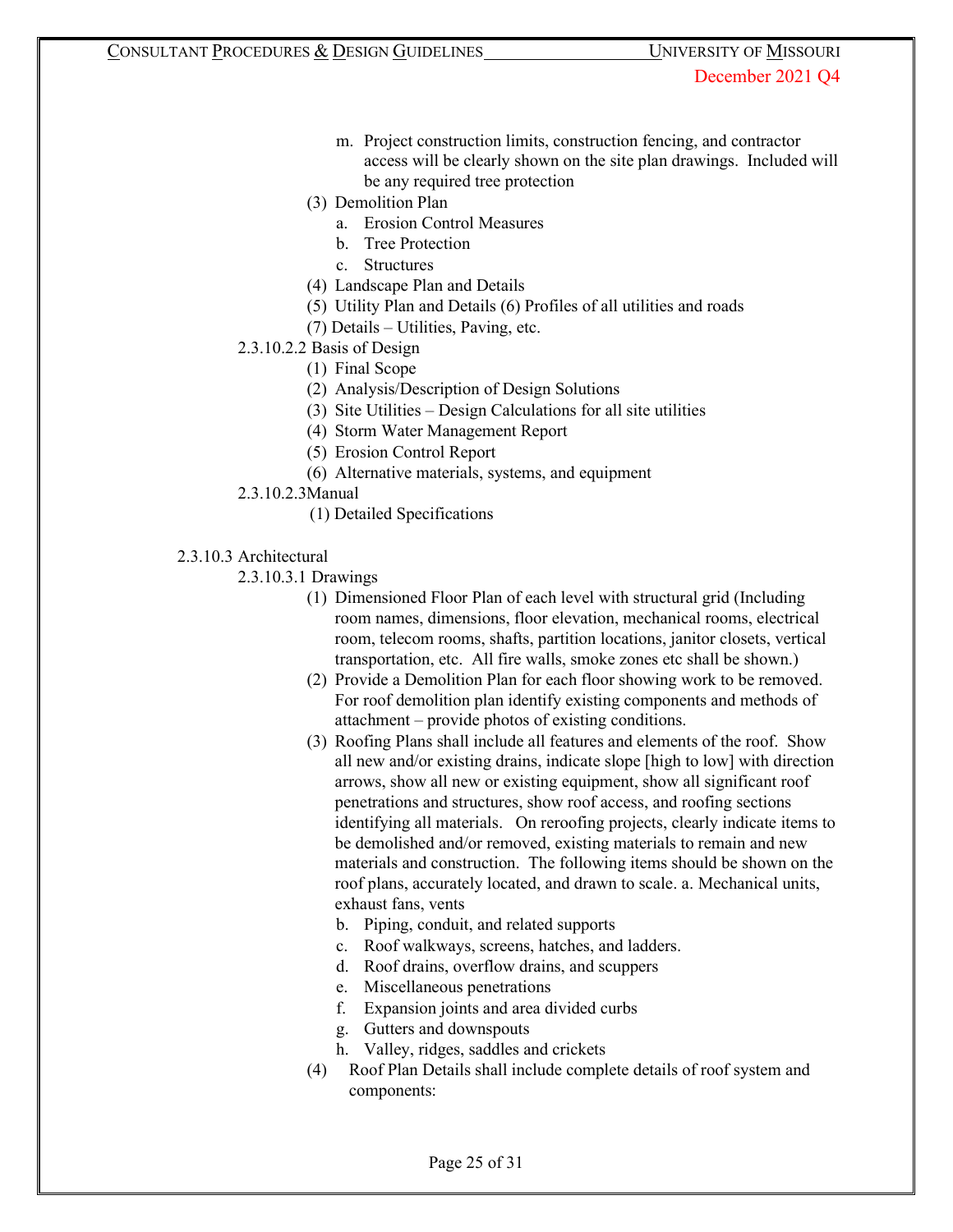m. Project construction limits, construction fencing, and contractor access will be clearly shown on the site plan drawings. Included will be any required tree protection

(3) Demolition Plan
  a. Erosion Control Measures
  b. Tree Protection
  c. Structures

(4) Landscape Plan and Details

(5) Utility Plan and Details (6) Profiles of all utilities and roads

(7) Details – Utilities, Paving, etc.

2.3.10.2.2 Basis of Design

(1) Final Scope
(2) Analysis/Description of Design Solutions
(3) Site Utilities – Design Calculations for all site utilities
(4) Storm Water Management Report
(5) Erosion Control Report
(6) Alternative materials, systems, and equipment

2.3.10.2.3Manual

(1) Detailed Specifications

2.3.10.3 Architectural

2.3.10.3.1 Drawings

(1) Dimensioned Floor Plan of each level with structural grid (Including room names, dimensions, floor elevation, mechanical rooms, electrical room, telecom rooms, shafts, partition locations, janitor closets, vertical transportation, etc. All fire walls, smoke zones etc shall be shown.)

(2) Provide a Demolition Plan for each floor showing work to be removed. For roof demolition plan identify existing components and methods of attachment – provide photos of existing conditions.

(3) Roofing Plans shall include all features and elements of the roof. Show all new and/or existing drains, indicate slope [high to low] with direction arrows, show all new or existing equipment, show all significant roof penetrations and structures, show roof access, and roofing sections identifying all materials. On reroofing projects, clearly indicate items to be demolished and/or removed, existing materials to remain and new materials and construction. The following items should be shown on the roof plans, accurately located, and drawn to scale. a. Mechanical units, exhaust fans, vents
  b. Piping, conduit, and related supports
  c. Roof walkways, screens, hatches, and ladders.
  d. Roof drains, overflow drains, and scuppers
  e. Miscellaneous penetrations
  f. Expansion joints and area divided curbs
  g. Gutters and downspouts
  h. Valley, ridges, saddles and crickets

(4) Roof Plan Details shall include complete details of roof system and components: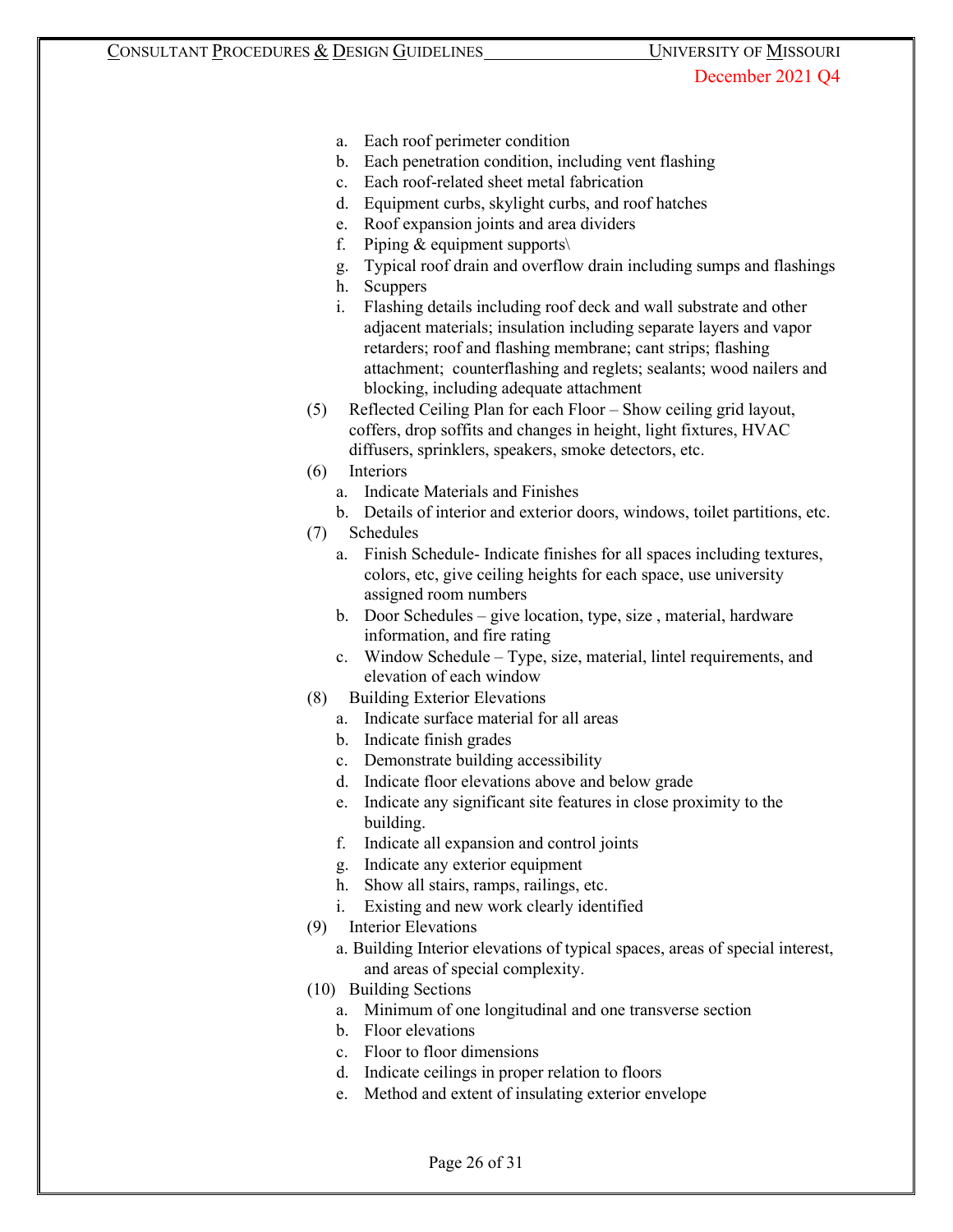a. Each roof perimeter condition
b. Each penetration condition, including vent flashing
c. Each roof-related sheet metal fabrication
d. Equipment curbs, skylight curbs, and roof hatches
e. Roof expansion joints and area dividers
f. Piping & equipment supports\
g. Typical roof drain and overflow drain including sumps and flashings
h. Scuppers
i. Flashing details including roof deck and wall substrate and other adjacent materials; insulation including separate layers and vapor retarders; roof and flashing membrane; cant strips; flashing attachment; counterflashing and reglets; sealants; wood nailers and blocking, including adequate attachment

(5) Reflected Ceiling Plan for each Floor – Show ceiling grid layout, coffers, drop soffits and changes in height, light fixtures, HVAC diffusers, sprinklers, speakers, smoke detectors, etc.

(6) Interiors
a. Indicate Materials and Finishes
b. Details of interior and exterior doors, windows, toilet partitions, etc.

(7) Schedules
a. Finish Schedule- Indicate finishes for all spaces including textures, colors, etc, give ceiling heights for each space, use university assigned room numbers
b. Door Schedules – give location, type, size , material, hardware information, and fire rating
c. Window Schedule – Type, size, material, lintel requirements, and elevation of each window

(8) Building Exterior Elevations
a. Indicate surface material for all areas
b. Indicate finish grades
c. Demonstrate building accessibility
d. Indicate floor elevations above and below grade
e. Indicate any significant site features in close proximity to the building.
f. Indicate all expansion and control joints
g. Indicate any exterior equipment
h. Show all stairs, ramps, railings, etc.
i. Existing and new work clearly identified

(9) Interior Elevations
a. Building Interior elevations of typical spaces, areas of special interest, and areas of special complexity.

(10) Building Sections
a. Minimum of one longitudinal and one transverse section
b. Floor elevations
c. Floor to floor dimensions
d. Indicate ceilings in proper relation to floors
e. Method and extent of insulating exterior envelope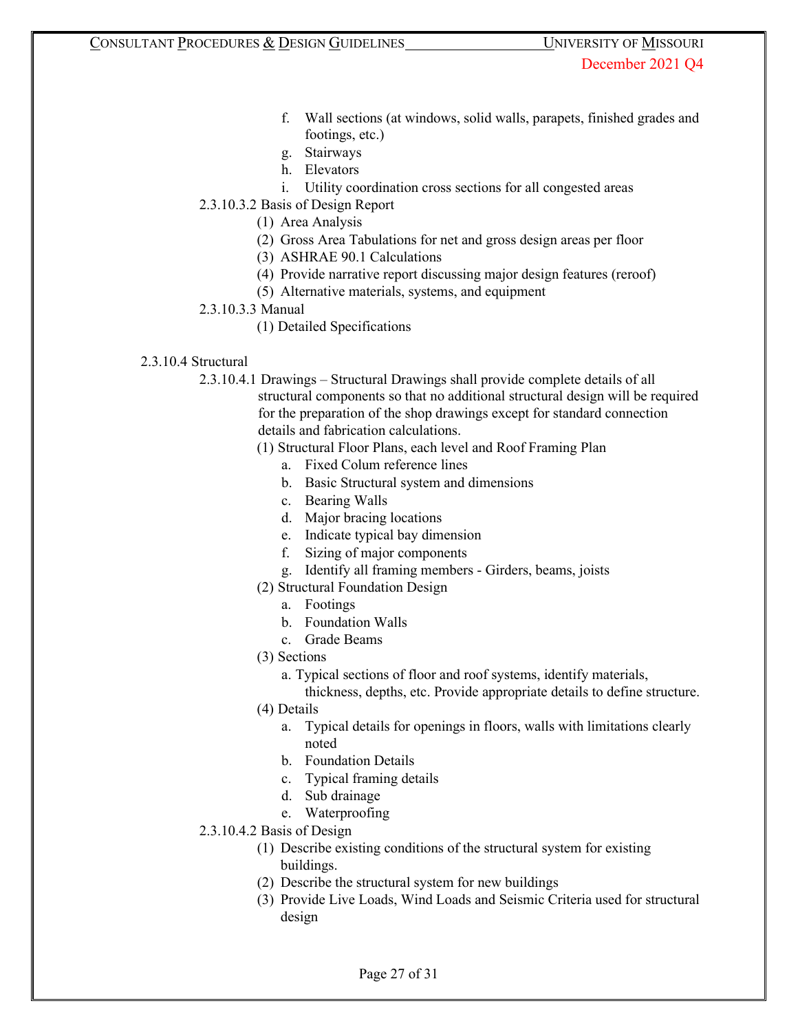f. Wall sections (at windows, solid walls, parapets, finished grades and footings, etc.)
g. Stairways
h. Elevators
i. Utility coordination cross sections for all congested areas

2.3.10.3.2 Basis of Design Report

(1) Area Analysis
(2) Gross Area Tabulations for net and gross design areas per floor
(3) ASHRAE 90.1 Calculations
(4) Provide narrative report discussing major design features (reroof)
(5) Alternative materials, systems, and equipment

2.3.10.3.3 Manual

(1) Detailed Specifications

2.3.10.4 Structural

2.3.10.4.1 Drawings – Structural Drawings shall provide complete details of all structural components so that no additional structural design will be required for the preparation of the shop drawings except for standard connection details and fabrication calculations.

(1) Structural Floor Plans, each level and Roof Framing Plan
  a. Fixed Colum reference lines
  b. Basic Structural system and dimensions
  c. Bearing Walls
  d. Major bracing locations
  e. Indicate typical bay dimension
  f. Sizing of major components
  g. Identify all framing members - Girders, beams, joists
(2) Structural Foundation Design
  a. Footings
  b. Foundation Walls
  c. Grade Beams
(3) Sections
  a. Typical sections of floor and roof systems, identify materials, thickness, depths, etc. Provide appropriate details to define structure.
(4) Details
  a. Typical details for openings in floors, walls with limitations clearly noted
  b. Foundation Details
  c. Typical framing details
  d. Sub drainage
  e. Waterproofing

2.3.10.4.2 Basis of Design

(1) Describe existing conditions of the structural system for existing buildings.
(2) Describe the structural system for new buildings
(3) Provide Live Loads, Wind Loads and Seismic Criteria used for structural design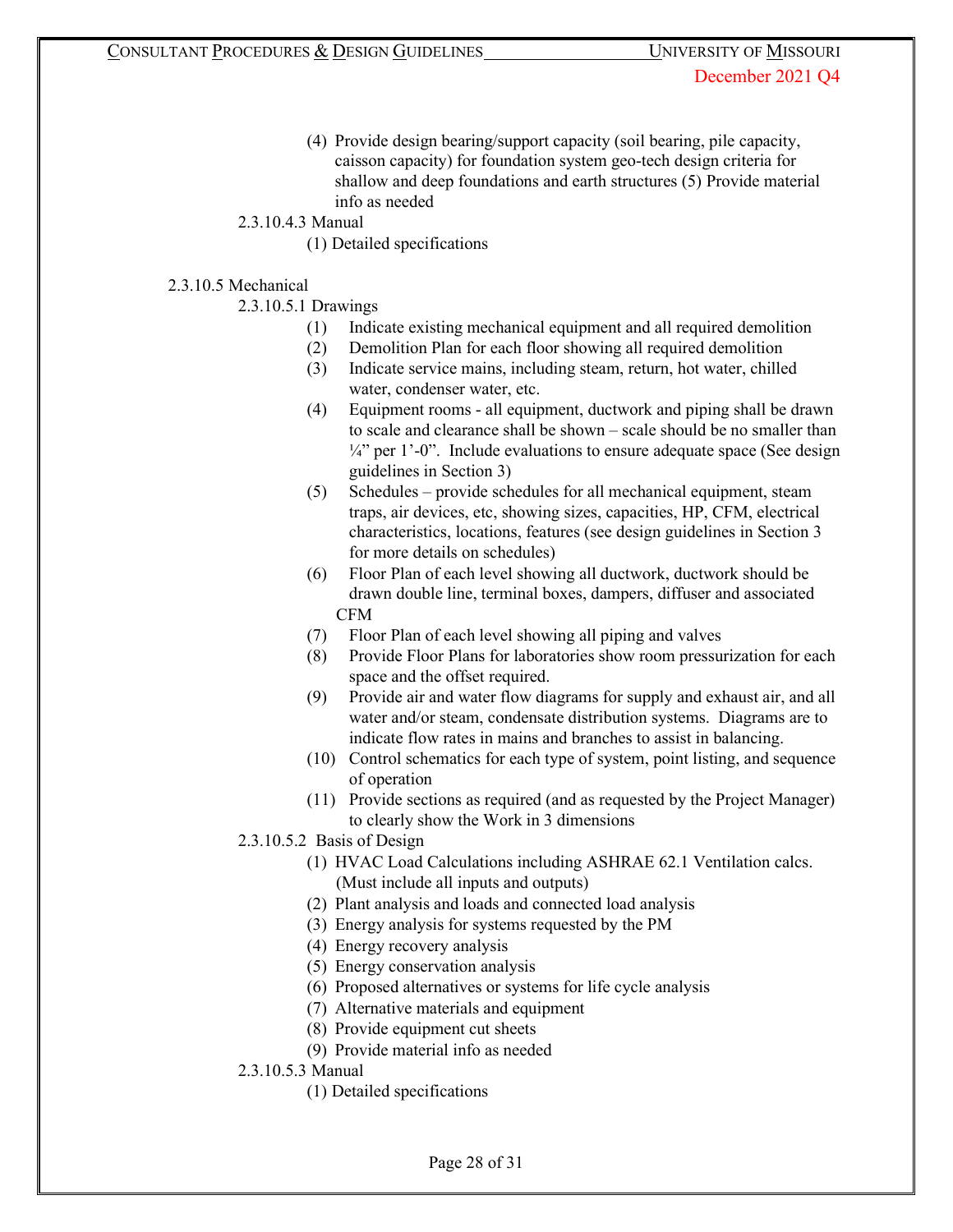(4) Provide design bearing/support capacity (soil bearing, pile capacity, caisson capacity) for foundation system geo-tech design criteria for shallow and deep foundations and earth structures (5) Provide material info as needed

2.3.10.4.3 Manual

(1) Detailed specifications

2.3.10.5 Mechanical

2.3.10.5.1 Drawings

1. Indicate existing mechanical equipment and all required demolition
2. Demolition Plan for each floor showing all required demolition
3. Indicate service mains, including steam, return, hot water, chilled water, condenser water, etc.
4. Equipment rooms - all equipment, ductwork and piping shall be drawn to scale and clearance shall be shown – scale should be no smaller than ¼" per 1'-0". Include evaluations to ensure adequate space (See design guidelines in Section 3)
5. Schedules – provide schedules for all mechanical equipment, steam traps, air devices, etc, showing sizes, capacities, HP, CFM, electrical characteristics, locations, features (see design guidelines in Section 3 for more details on schedules)
6. Floor Plan of each level showing all ductwork, ductwork should be drawn double line, terminal boxes, dampers, diffuser and associated CFM
7. Floor Plan of each level showing all piping and valves
8. Provide Floor Plans for laboratories show room pressurization for each space and the offset required.
9. Provide air and water flow diagrams for supply and exhaust air, and all water and/or steam, condensate distribution systems. Diagrams are to indicate flow rates in mains and branches to assist in balancing.
10. Control schematics for each type of system, point listing, and sequence of operation
11. Provide sections as required (and as requested by the Project Manager) to clearly show the Work in 3 dimensions

2.3.10.5.2 Basis of Design

1. HVAC Load Calculations including ASHRAE 62.1 Ventilation calcs. (Must include all inputs and outputs)
2. Plant analysis and loads and connected load analysis
3. Energy analysis for systems requested by the PM
4. Energy recovery analysis
5. Energy conservation analysis
6. Proposed alternatives or systems for life cycle analysis
7. Alternative materials and equipment
8. Provide equipment cut sheets
9. Provide material info as needed

2.3.10.5.3 Manual

(1) Detailed specifications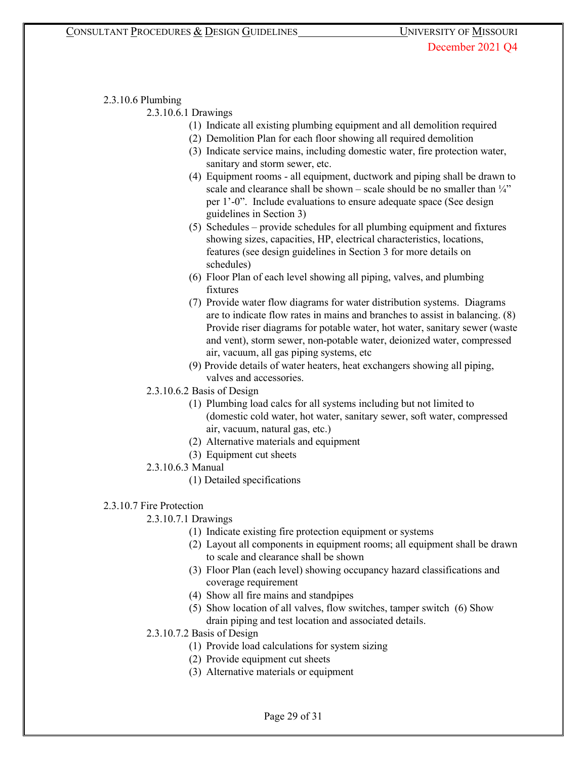2.3.10.6 Plumbing

2.3.10.6.1 Drawings

(1) Indicate all existing plumbing equipment and all demolition required
(2) Demolition Plan for each floor showing all required demolition
(3) Indicate service mains, including domestic water, fire protection water, sanitary and storm sewer, etc.
(4) Equipment rooms - all equipment, ductwork and piping shall be drawn to scale and clearance shall be shown – scale should be no smaller than ¼" per 1'-0". Include evaluations to ensure adequate space (See design guidelines in Section 3)
(5) Schedules – provide schedules for all plumbing equipment and fixtures showing sizes, capacities, HP, electrical characteristics, locations, features (see design guidelines in Section 3 for more details on schedules)
(6) Floor Plan of each level showing all piping, valves, and plumbing fixtures
(7) Provide water flow diagrams for water distribution systems. Diagrams are to indicate flow rates in mains and branches to assist in balancing. (8) Provide riser diagrams for potable water, hot water, sanitary sewer (waste and vent), storm sewer, non-potable water, deionized water, compressed air, vacuum, all gas piping systems, etc
(9) Provide details of water heaters, heat exchangers showing all piping, valves and accessories.

2.3.10.6.2 Basis of Design

(1) Plumbing load calcs for all systems including but not limited to (domestic cold water, hot water, sanitary sewer, soft water, compressed air, vacuum, natural gas, etc.)
(2) Alternative materials and equipment
(3) Equipment cut sheets

2.3.10.6.3 Manual

(1) Detailed specifications

2.3.10.7 Fire Protection

2.3.10.7.1 Drawings

(1) Indicate existing fire protection equipment or systems
(2) Layout all components in equipment rooms; all equipment shall be drawn to scale and clearance shall be shown
(3) Floor Plan (each level) showing occupancy hazard classifications and coverage requirement
(4) Show all fire mains and standpipes
(5) Show location of all valves, flow switches, tamper switch (6) Show drain piping and test location and associated details.

2.3.10.7.2 Basis of Design

(1) Provide load calculations for system sizing
(2) Provide equipment cut sheets
(3) Alternative materials or equipment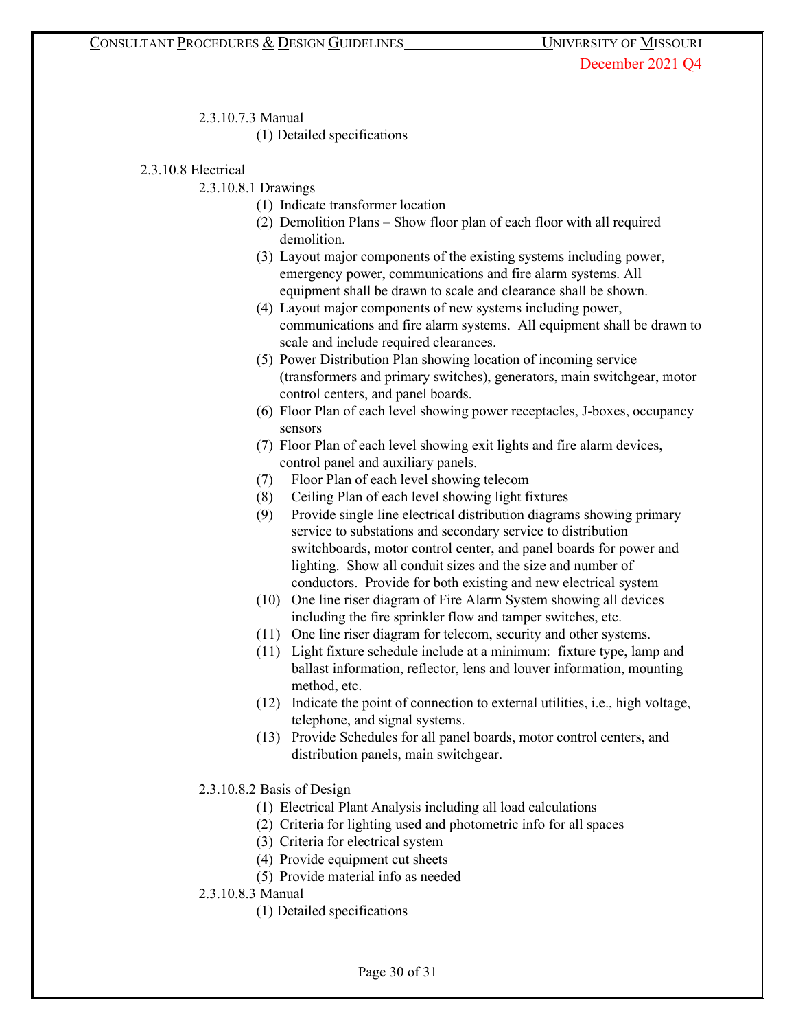2.3.10.7.3 Manual

(1) Detailed specifications

2.3.10.8 Electrical

2.3.10.8.1 Drawings

(1) Indicate transformer location

(2) Demolition Plans – Show floor plan of each floor with all required demolition.

(3) Layout major components of the existing systems including power, emergency power, communications and fire alarm systems. All equipment shall be drawn to scale and clearance shall be shown.

(4) Layout major components of new systems including power, communications and fire alarm systems. All equipment shall be drawn to scale and include required clearances.

(5) Power Distribution Plan showing location of incoming service (transformers and primary switches), generators, main switchgear, motor control centers, and panel boards.

(6) Floor Plan of each level showing power receptacles, J-boxes, occupancy sensors

(7) Floor Plan of each level showing exit lights and fire alarm devices, control panel and auxiliary panels.

(7) Floor Plan of each level showing telecom

(8) Ceiling Plan of each level showing light fixtures

(9) Provide single line electrical distribution diagrams showing primary service to substations and secondary service to distribution switchboards, motor control center, and panel boards for power and lighting. Show all conduit sizes and the size and number of conductors. Provide for both existing and new electrical system

(10) One line riser diagram of Fire Alarm System showing all devices including the fire sprinkler flow and tamper switches, etc.

(11) One line riser diagram for telecom, security and other systems.

(11) Light fixture schedule include at a minimum: fixture type, lamp and ballast information, reflector, lens and louver information, mounting method, etc.

(12) Indicate the point of connection to external utilities, i.e., high voltage, telephone, and signal systems.

(13) Provide Schedules for all panel boards, motor control centers, and distribution panels, main switchgear.

2.3.10.8.2 Basis of Design

(1) Electrical Plant Analysis including all load calculations

(2) Criteria for lighting used and photometric info for all spaces

(3) Criteria for electrical system

(4) Provide equipment cut sheets

(5) Provide material info as needed

2.3.10.8.3 Manual

(1) Detailed specifications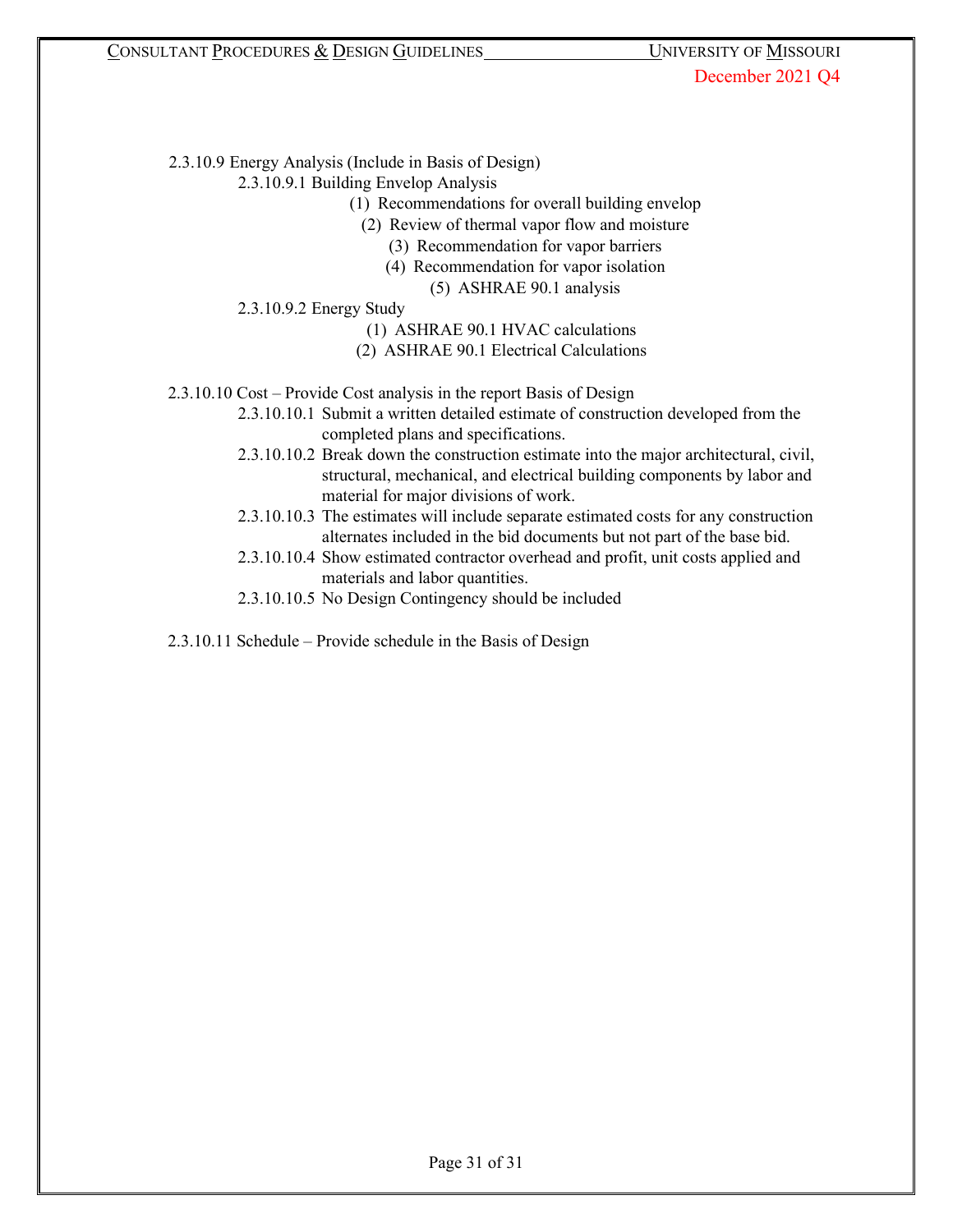2.3.10.9 Energy Analysis (Include in Basis of Design)

2.3.10.9.1 Building Envelop Analysis

(1) Recommendations for overall building envelop

(2) Review of thermal vapor flow and moisture

(3) Recommendation for vapor barriers

(4) Recommendation for vapor isolation

(5) ASHRAE 90.1 analysis

2.3.10.9.2 Energy Study

(1) ASHRAE 90.1 HVAC calculations

(2) ASHRAE 90.1 Electrical Calculations

2.3.10.10 Cost – Provide Cost analysis in the report Basis of Design

2.3.10.10.1 Submit a written detailed estimate of construction developed from the completed plans and specifications.

2.3.10.10.2 Break down the construction estimate into the major architectural, civil, structural, mechanical, and electrical building components by labor and material for major divisions of work.

2.3.10.10.3 The estimates will include separate estimated costs for any construction alternates included in the bid documents but not part of the base bid.

2.3.10.10.4 Show estimated contractor overhead and profit, unit costs applied and materials and labor quantities.

2.3.10.10.5 No Design Contingency should be included

2.3.10.11 Schedule – Provide schedule in the Basis of Design